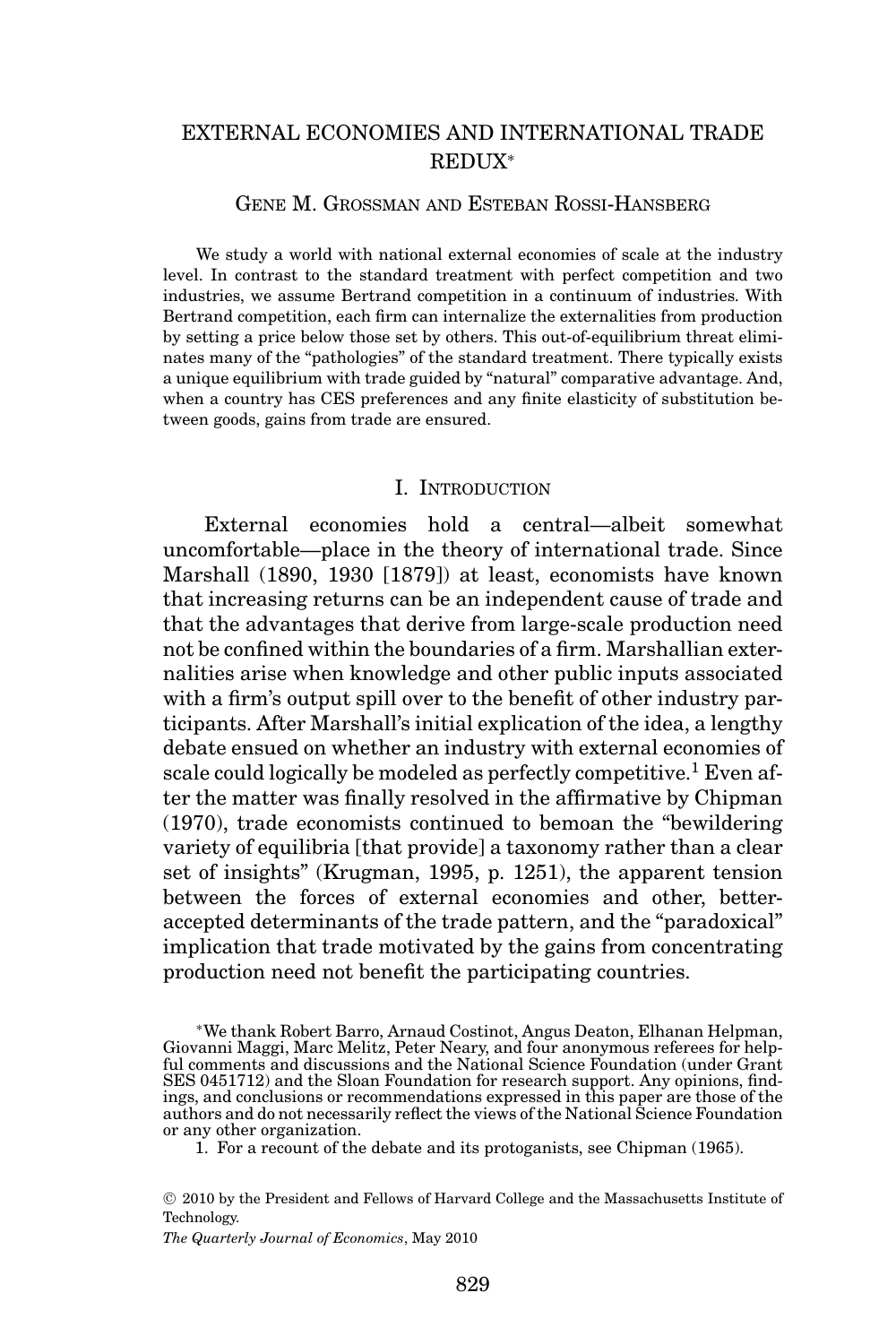# EXTERNAL ECONOMIES AND INTERNATIONAL TRADE REDUX*

GENE M. GROSSMAN AND ESTEBAN ROSSI-HANSBERG

We study a world with national external economies of scale at the industry level. In contrast to the standard treatment with perfect competition and two industries, we assume Bertrand competition in a continuum of industries. With Bertrand competition, each firm can internalize the externalities from production by setting a price below those set by others. This out-of-equilibrium threat eliminates many of the "pathologies" of the standard treatment. There typically exists a unique equilibrium with trade guided by "natural" comparative advantage. And, when a country has CES preferences and any finite elasticity of substitution between goods, gains from trade are ensured.

## I. INTRODUCTION

External economies hold a central—albeit somewhat uncomfortable—place in the theory of international trade. Since Marshall (1890, 1930 [1879]) at least, economists have known that increasing returns can be an independent cause of trade and that the advantages that derive from large-scale production need not be confined within the boundaries of a firm. Marshallian externalities arise when knowledge and other public inputs associated with a firm's output spill over to the benefit of other industry participants. After Marshall's initial explication of the idea, a lengthy debate ensued on whether an industry with external economies of scale could logically be modeled as perfectly competitive.[1] Even after the matter was finally resolved in the affirmative by Chipman (1970), trade economists continued to bemoan the "bewildering variety of equilibria [that provide] a taxonomy rather than a clear set of insights" (Krugman, 1995, p. 1251), the apparent tension between the forces of external economies and other, better-accepted determinants of the trade pattern, and the "paradoxical" implication that trade motivated by the gains from concentrating production need not benefit the participating countries.

*We thank Robert Barro, Arnaud Costinot, Angus Deaton, Elhanan Helpman, Giovanni Maggi, Marc Melitz, Peter Neary, and four anonymous referees for helpful comments and discussions and the National Science Foundation (under Grant SES 0451712) and the Sloan Foundation for research support. Any opinions, findings, and conclusions or recommendations expressed in this paper are those of the authors and do not necessarily reflect the views of the National Science Foundation or any other organization.

1. For a recount of the debate and its protoganists, see Chipman (1965).

© 2010 by the President and Fellows of Harvard College and the Massachusetts Institute of Technology.

*The Quarterly Journal of Economics*, May 2010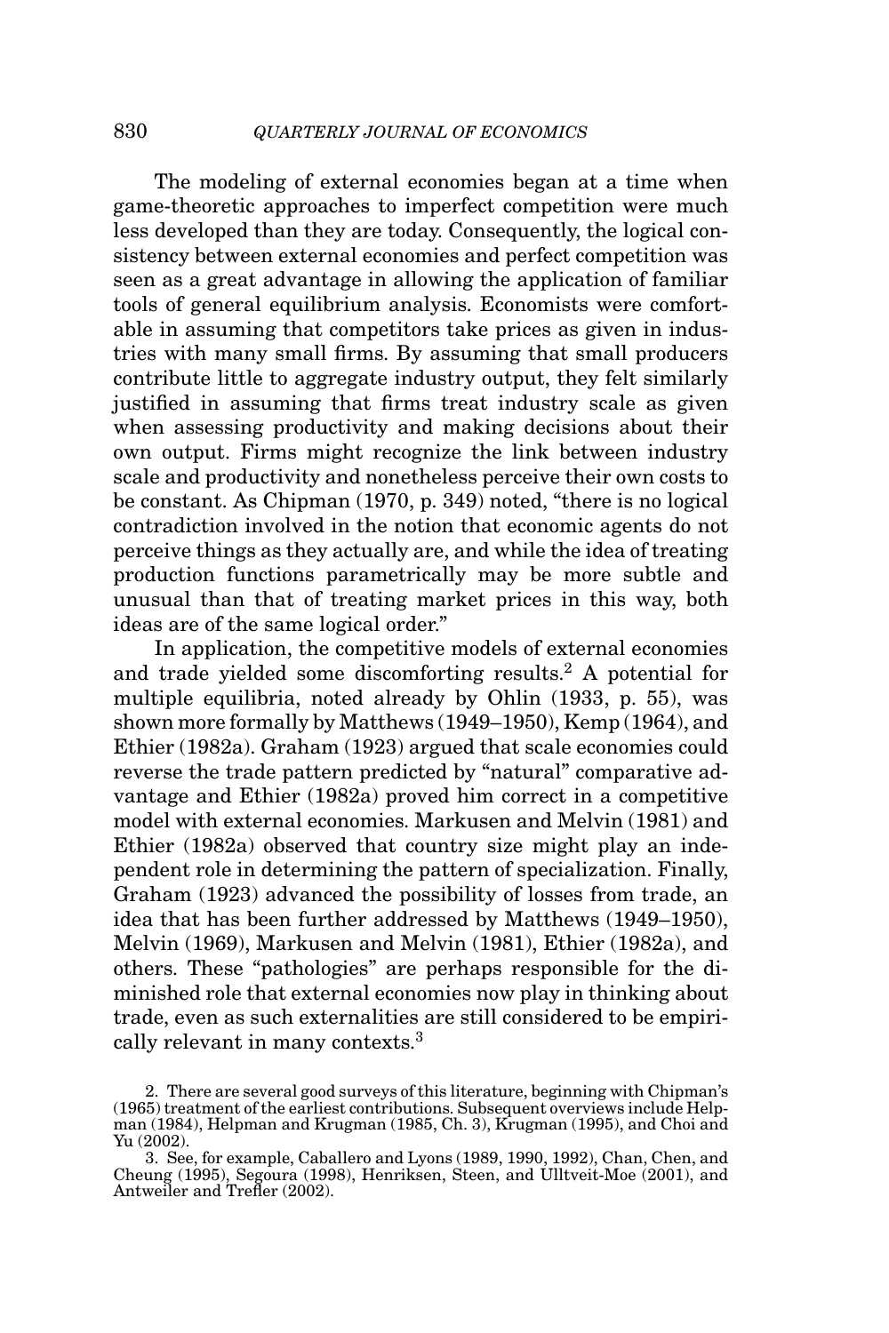The modeling of external economies began at a time when game-theoretic approaches to imperfect competition were much less developed than they are today. Consequently, the logical consistency between external economies and perfect competition was seen as a great advantage in allowing the application of familiar tools of general equilibrium analysis. Economists were comfortable in assuming that competitors take prices as given in industries with many small firms. By assuming that small producers contribute little to aggregate industry output, they felt similarly justified in assuming that firms treat industry scale as given when assessing productivity and making decisions about their own output. Firms might recognize the link between industry scale and productivity and nonetheless perceive their own costs to be constant. As Chipman (1970, p. 349) noted, "there is no logical contradiction involved in the notion that economic agents do not perceive things as they actually are, and while the idea of treating production functions parametrically may be more subtle and unusual than that of treating market prices in this way, both ideas are of the same logical order."

In application, the competitive models of external economies and trade yielded some discomforting results.[2] A potential for multiple equilibria, noted already by Ohlin (1933, p. 55), was shown more formally by Matthews (1949–1950), Kemp (1964), and Ethier (1982a). Graham (1923) argued that scale economies could reverse the trade pattern predicted by "natural" comparative advantage and Ethier (1982a) proved him correct in a competitive model with external economies. Markusen and Melvin (1981) and Ethier (1982a) observed that country size might play an independent role in determining the pattern of specialization. Finally, Graham (1923) advanced the possibility of losses from trade, an idea that has been further addressed by Matthews (1949–1950), Melvin (1969), Markusen and Melvin (1981), Ethier (1982a), and others. These "pathologies" are perhaps responsible for the diminished role that external economies now play in thinking about trade, even as such externalities are still considered to be empirically relevant in many contexts.[3]

2. There are several good surveys of this literature, beginning with Chipman's (1965) treatment of the earliest contributions. Subsequent overviews include Helpman (1984), Helpman and Krugman (1985, Ch. 3), Krugman (1995), and Choi and Yu (2002).

3. See, for example, Caballero and Lyons (1989, 1990, 1992), Chan, Chen, and Cheung (1995), Segoura (1998), Henriksen, Steen, and Ulltveit-Moe (2001), and Antweiler and Trefler (2002).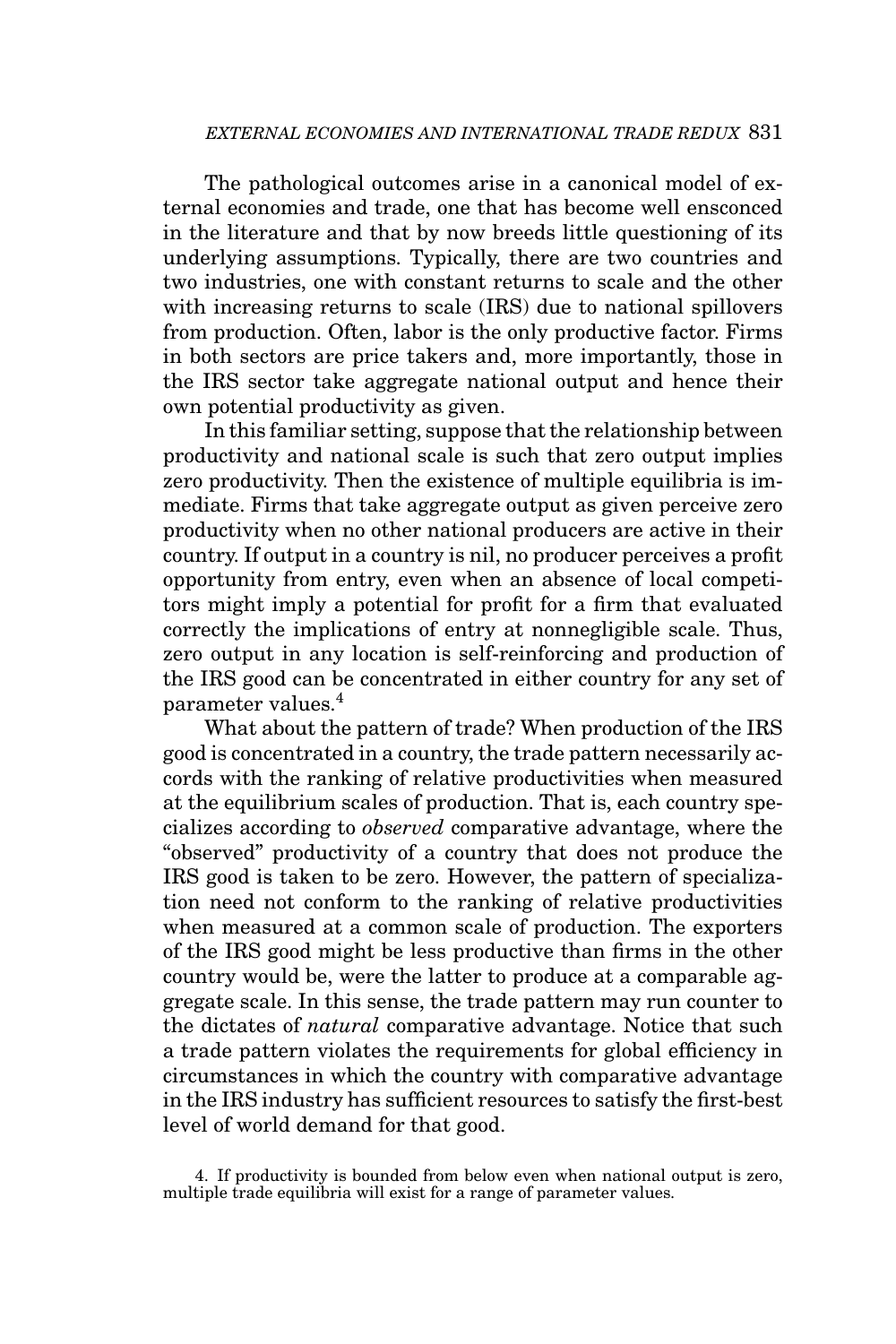The pathological outcomes arise in a canonical model of external economies and trade, one that has become well ensconced in the literature and that by now breeds little questioning of its underlying assumptions. Typically, there are two countries and two industries, one with constant returns to scale and the other with increasing returns to scale (IRS) due to national spillovers from production. Often, labor is the only productive factor. Firms in both sectors are price takers and, more importantly, those in the IRS sector take aggregate national output and hence their own potential productivity as given.

In this familiar setting, suppose that the relationship between productivity and national scale is such that zero output implies zero productivity. Then the existence of multiple equilibria is immediate. Firms that take aggregate output as given perceive zero productivity when no other national producers are active in their country. If output in a country is nil, no producer perceives a profit opportunity from entry, even when an absence of local competitors might imply a potential for profit for a firm that evaluated correctly the implications of entry at nonnegligible scale. Thus, zero output in any location is self-reinforcing and production of the IRS good can be concentrated in either country for any set of parameter values.[4]

What about the pattern of trade? When production of the IRS good is concentrated in a country, the trade pattern necessarily accords with the ranking of relative productivities when measured at the equilibrium scales of production. That is, each country specializes according to *observed* comparative advantage, where the "observed" productivity of a country that does not produce the IRS good is taken to be zero. However, the pattern of specialization need not conform to the ranking of relative productivities when measured at a common scale of production. The exporters of the IRS good might be less productive than firms in the other country would be, were the latter to produce at a comparable aggregate scale. In this sense, the trade pattern may run counter to the dictates of *natural* comparative advantage. Notice that such a trade pattern violates the requirements for global efficiency in circumstances in which the country with comparative advantage in the IRS industry has sufficient resources to satisfy the first-best level of world demand for that good.

4. If productivity is bounded from below even when national output is zero, multiple trade equilibria will exist for a range of parameter values.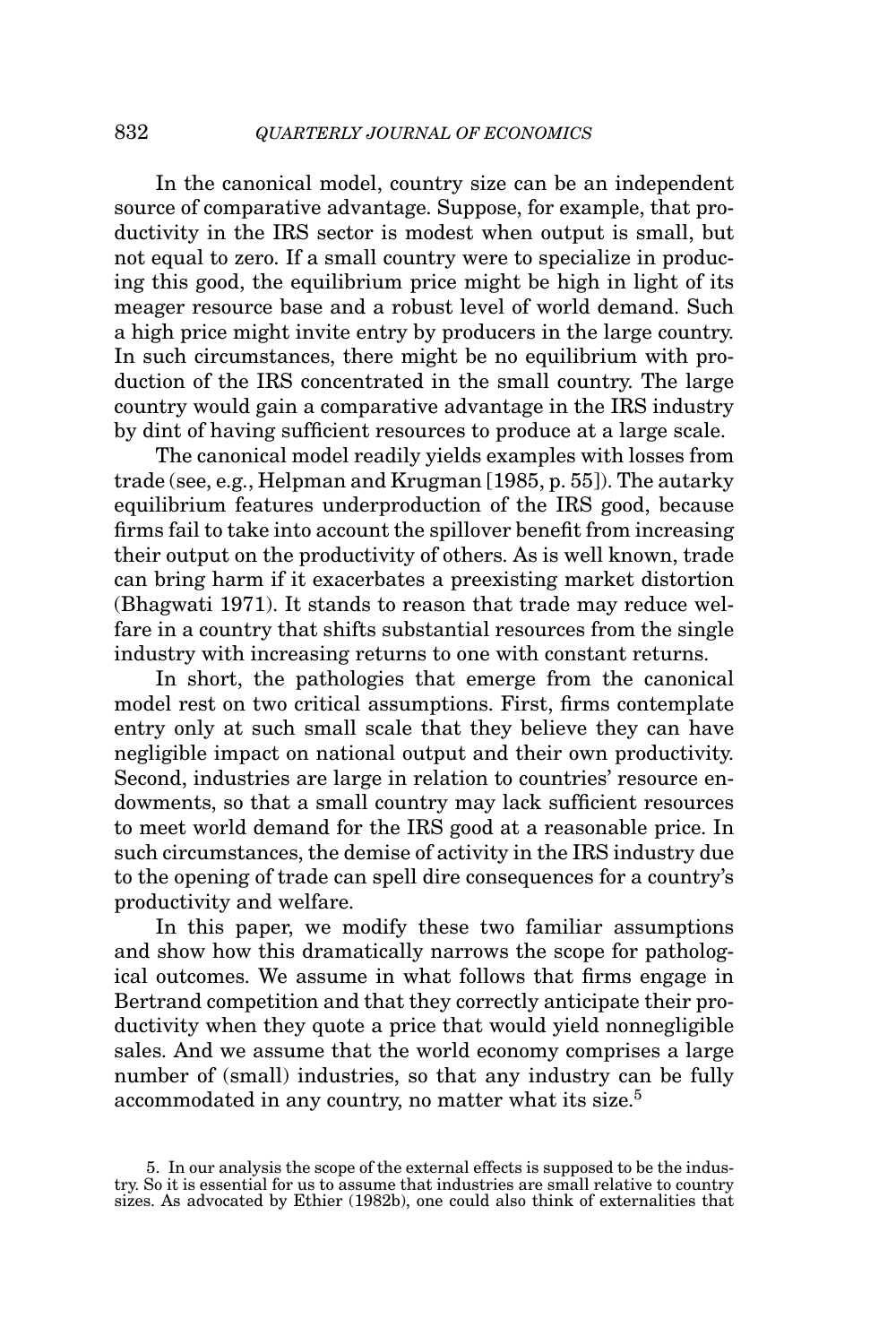In the canonical model, country size can be an independent source of comparative advantage. Suppose, for example, that productivity in the IRS sector is modest when output is small, but not equal to zero. If a small country were to specialize in producing this good, the equilibrium price might be high in light of its meager resource base and a robust level of world demand. Such a high price might invite entry by producers in the large country. In such circumstances, there might be no equilibrium with production of the IRS concentrated in the small country. The large country would gain a comparative advantage in the IRS industry by dint of having sufficient resources to produce at a large scale.

The canonical model readily yields examples with losses from trade (see, e.g., Helpman and Krugman [1985, p. 55]). The autarky equilibrium features underproduction of the IRS good, because firms fail to take into account the spillover benefit from increasing their output on the productivity of others. As is well known, trade can bring harm if it exacerbates a preexisting market distortion (Bhagwati 1971). It stands to reason that trade may reduce welfare in a country that shifts substantial resources from the single industry with increasing returns to one with constant returns.

In short, the pathologies that emerge from the canonical model rest on two critical assumptions. First, firms contemplate entry only at such small scale that they believe they can have negligible impact on national output and their own productivity. Second, industries are large in relation to countries' resource endowments, so that a small country may lack sufficient resources to meet world demand for the IRS good at a reasonable price. In such circumstances, the demise of activity in the IRS industry due to the opening of trade can spell dire consequences for a country's productivity and welfare.

In this paper, we modify these two familiar assumptions and show how this dramatically narrows the scope for pathological outcomes. We assume in what follows that firms engage in Bertrand competition and that they correctly anticipate their productivity when they quote a price that would yield nonnegligible sales. And we assume that the world economy comprises a large number of (small) industries, so that any industry can be fully accommodated in any country, no matter what its size.[5]

5. In our analysis the scope of the external effects is supposed to be the industry. So it is essential for us to assume that industries are small relative to country sizes. As advocated by Ethier (1982b), one could also think of externalities that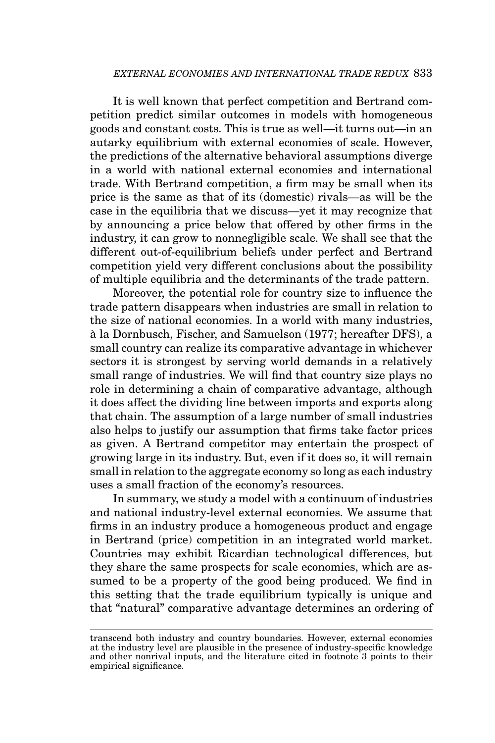It is well known that perfect competition and Bertrand competition predict similar outcomes in models with homogeneous goods and constant costs. This is true as well—it turns out—in an autarky equilibrium with external economies of scale. However, the predictions of the alternative behavioral assumptions diverge in a world with national external economies and international trade. With Bertrand competition, a firm may be small when its price is the same as that of its (domestic) rivals—as will be the case in the equilibria that we discuss—yet it may recognize that by announcing a price below that offered by other firms in the industry, it can grow to nonnegligible scale. We shall see that the different out-of-equilibrium beliefs under perfect and Bertrand competition yield very different conclusions about the possibility of multiple equilibria and the determinants of the trade pattern.

Moreover, the potential role for country size to influence the trade pattern disappears when industries are small in relation to the size of national economies. In a world with many industries, à la Dornbusch, Fischer, and Samuelson (1977; hereafter DFS), a small country can realize its comparative advantage in whichever sectors it is strongest by serving world demands in a relatively small range of industries. We will find that country size plays no role in determining a chain of comparative advantage, although it does affect the dividing line between imports and exports along that chain. The assumption of a large number of small industries also helps to justify our assumption that firms take factor prices as given. A Bertrand competitor may entertain the prospect of growing large in its industry. But, even if it does so, it will remain small in relation to the aggregate economy so long as each industry uses a small fraction of the economy's resources.

In summary, we study a model with a continuum of industries and national industry-level external economies. We assume that firms in an industry produce a homogeneous product and engage in Bertrand (price) competition in an integrated world market. Countries may exhibit Ricardian technological differences, but they share the same prospects for scale economies, which are assumed to be a property of the good being produced. We find in this setting that the trade equilibrium typically is unique and that "natural" comparative advantage determines an ordering of

transcend both industry and country boundaries. However, external economies at the industry level are plausible in the presence of industry-specific knowledge and other nonrival inputs, and the literature cited in footnote 3 points to their empirical significance.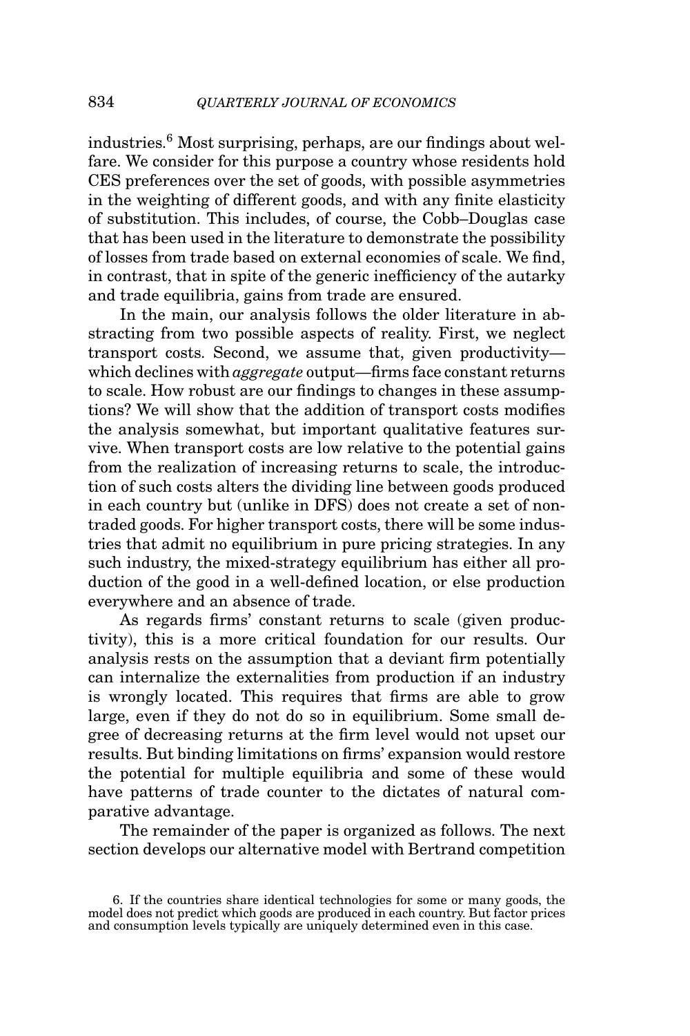industries.[6] Most surprising, perhaps, are our findings about welfare. We consider for this purpose a country whose residents hold CES preferences over the set of goods, with possible asymmetries in the weighting of different goods, and with any finite elasticity of substitution. This includes, of course, the Cobb–Douglas case that has been used in the literature to demonstrate the possibility of losses from trade based on external economies of scale. We find, in contrast, that in spite of the generic inefficiency of the autarky and trade equilibria, gains from trade are ensured.

In the main, our analysis follows the older literature in abstracting from two possible aspects of reality. First, we neglect transport costs. Second, we assume that, given productivity—which declines with *aggregate* output—firms face constant returns to scale. How robust are our findings to changes in these assumptions? We will show that the addition of transport costs modifies the analysis somewhat, but important qualitative features survive. When transport costs are low relative to the potential gains from the realization of increasing returns to scale, the introduction of such costs alters the dividing line between goods produced in each country but (unlike in DFS) does not create a set of nontraded goods. For higher transport costs, there will be some industries that admit no equilibrium in pure pricing strategies. In any such industry, the mixed-strategy equilibrium has either all production of the good in a well-defined location, or else production everywhere and an absence of trade.

As regards firms' constant returns to scale (given productivity), this is a more critical foundation for our results. Our analysis rests on the assumption that a deviant firm potentially can internalize the externalities from production if an industry is wrongly located. This requires that firms are able to grow large, even if they do not do so in equilibrium. Some small degree of decreasing returns at the firm level would not upset our results. But binding limitations on firms' expansion would restore the potential for multiple equilibria and some of these would have patterns of trade counter to the dictates of natural comparative advantage.

The remainder of the paper is organized as follows. The next section develops our alternative model with Bertrand competition

6. If the countries share identical technologies for some or many goods, the model does not predict which goods are produced in each country. But factor prices and consumption levels typically are uniquely determined even in this case.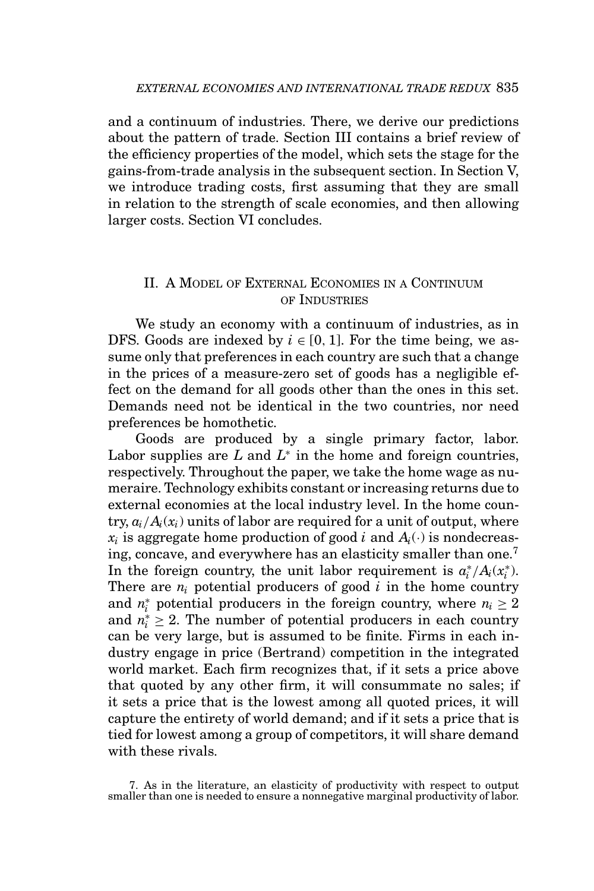and a continuum of industries. There, we derive our predictions about the pattern of trade. Section III contains a brief review of the efficiency properties of the model, which sets the stage for the gains-from-trade analysis in the subsequent section. In Section V, we introduce trading costs, first assuming that they are small in relation to the strength of scale economies, and then allowing larger costs. Section VI concludes.

## II. A Model of External Economies in a Continuum of Industries

We study an economy with a continuum of industries, as in DFS. Goods are indexed by $i \in [0, 1]$. For the time being, we assume only that preferences in each country are such that a change in the prices of a measure-zero set of goods has a negligible effect on the demand for all goods other than the ones in this set. Demands need not be identical in the two countries, nor need preferences be homothetic.

Goods are produced by a single primary factor, labor. Labor supplies are $L$ and $L^*$ in the home and foreign countries, respectively. Throughout the paper, we take the home wage as numeraire. Technology exhibits constant or increasing returns due to external economies at the local industry level. In the home country, $a_i/A_i(x_i)$ units of labor are required for a unit of output, where $x_i$ is aggregate home production of good $i$ and $A_i(\cdot)$ is nondecreasing, concave, and everywhere has an elasticity smaller than one.[7] In the foreign country, the unit labor requirement is $a_i^*/A_i(x_i^*)$. There are $n_i$ potential producers of good $i$ in the home country and $n_i^*$ potential producers in the foreign country, where $n_i \geq 2$ and $n_i^* \geq 2$. The number of potential producers in each country can be very large, but is assumed to be finite. Firms in each industry engage in price (Bertrand) competition in the integrated world market. Each firm recognizes that, if it sets a price above that quoted by any other firm, it will consummate no sales; if it sets a price that is the lowest among all quoted prices, it will capture the entirety of world demand; and if it sets a price that is tied for lowest among a group of competitors, it will share demand with these rivals.

7. As in the literature, an elasticity of productivity with respect to output smaller than one is needed to ensure a nonnegative marginal productivity of labor.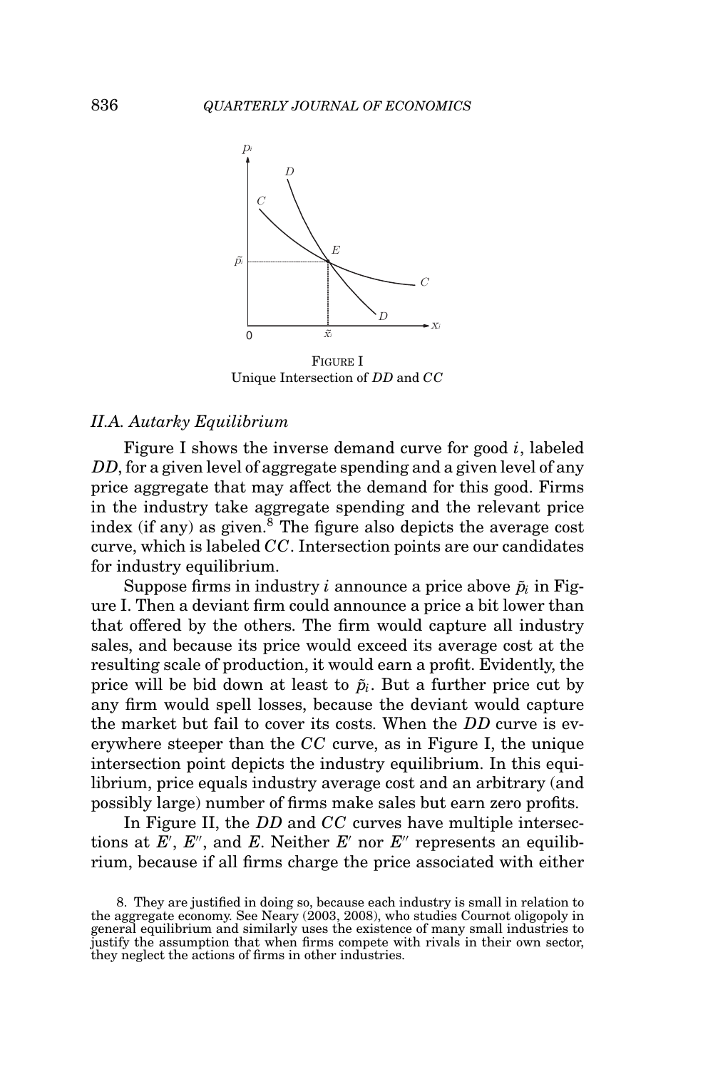FIGURE I
Unique Intersection of *DD* and *CC*

### II.A. Autarky Equilibrium

Figure I shows the inverse demand curve for good $i$, labeled *DD*, for a given level of aggregate spending and a given level of any price aggregate that may affect the demand for this good. Firms in the industry take aggregate spending and the relevant price index (if any) as given.[8] The figure also depicts the average cost curve, which is labeled *CC*. Intersection points are our candidates for industry equilibrium.

Suppose firms in industry $i$ announce a price above $\tilde{p}_i$ in Figure I. Then a deviant firm could announce a price a bit lower than that offered by the others. The firm would capture all industry sales, and because its price would exceed its average cost at the resulting scale of production, it would earn a profit. Evidently, the price will be bid down at least to $\tilde{p}_i$. But a further price cut by any firm would spell losses, because the deviant would capture the market but fail to cover its costs. When the *DD* curve is everywhere steeper than the *CC* curve, as in Figure I, the unique intersection point depicts the industry equilibrium. In this equilibrium, price equals industry average cost and an arbitrary (and possibly large) number of firms make sales but earn zero profits.

In Figure II, the *DD* and *CC* curves have multiple intersections at $E'$, $E''$, and $E$. Neither $E'$ nor $E''$ represents an equilibrium, because if all firms charge the price associated with either

8. They are justified in doing so, because each industry is small in relation to the aggregate economy. See Neary (2003, 2008), who studies Cournot oligopoly in general equilibrium and similarly uses the existence of many small industries to justify the assumption that when firms compete with rivals in their own sector, they neglect the actions of firms in other industries.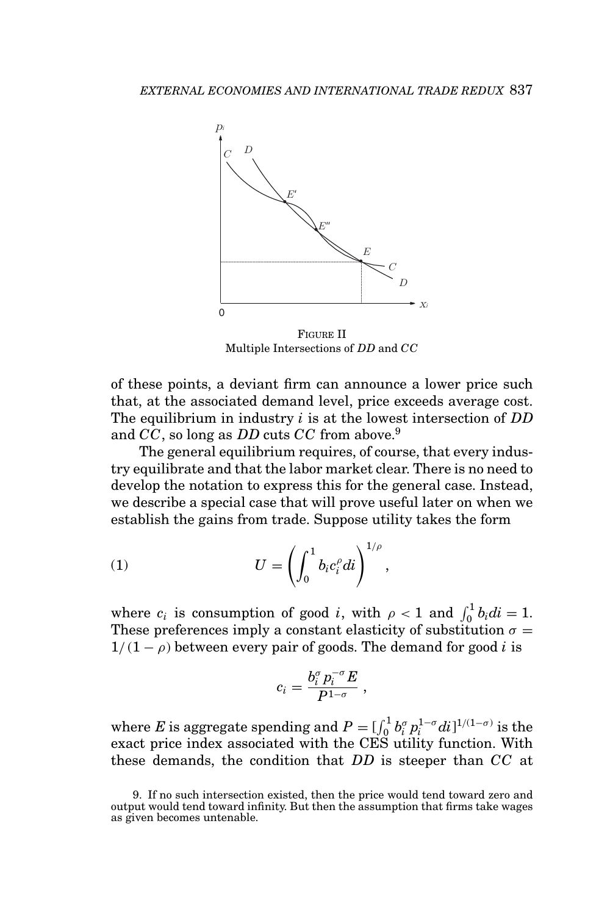FIGURE II
Multiple Intersections of $DD$ and $CC$

of these points, a deviant firm can announce a lower price such that, at the associated demand level, price exceeds average cost. The equilibrium in industry $i$ is at the lowest intersection of $DD$ and $CC$, so long as $DD$ cuts $CC$ from above.[9]

The general equilibrium requires, of course, that every industry equilibrate and that the labor market clear. There is no need to develop the notation to express this for the general case. Instead, we describe a special case that will prove useful later on when we establish the gains from trade. Suppose utility takes the form

$$U = \left( \int_0^1 b_i c_i^{\rho} di \right)^{1/\rho}, \tag{1}$$

where $c_i$ is consumption of good $i$, with $\rho < 1$ and $\int_0^1 b_i di = 1$. These preferences imply a constant elasticity of substitution $\sigma = 1/(1-\rho)$ between every pair of goods. The demand for good $i$ is

$$c_i = \frac{b_i^{\sigma} p_i^{-\sigma} E}{P^{1-\sigma}},$$

where $E$ is aggregate spending and $P = [\int_0^1 b_i^{\sigma} p_i^{1-\sigma} di]^{1/(1-\sigma)}$ is the exact price index associated with the CES utility function. With these demands, the condition that $DD$ is steeper than $CC$ at

9. If no such intersection existed, then the price would tend toward zero and output would tend toward infinity. But then the assumption that firms take wages as given becomes untenable.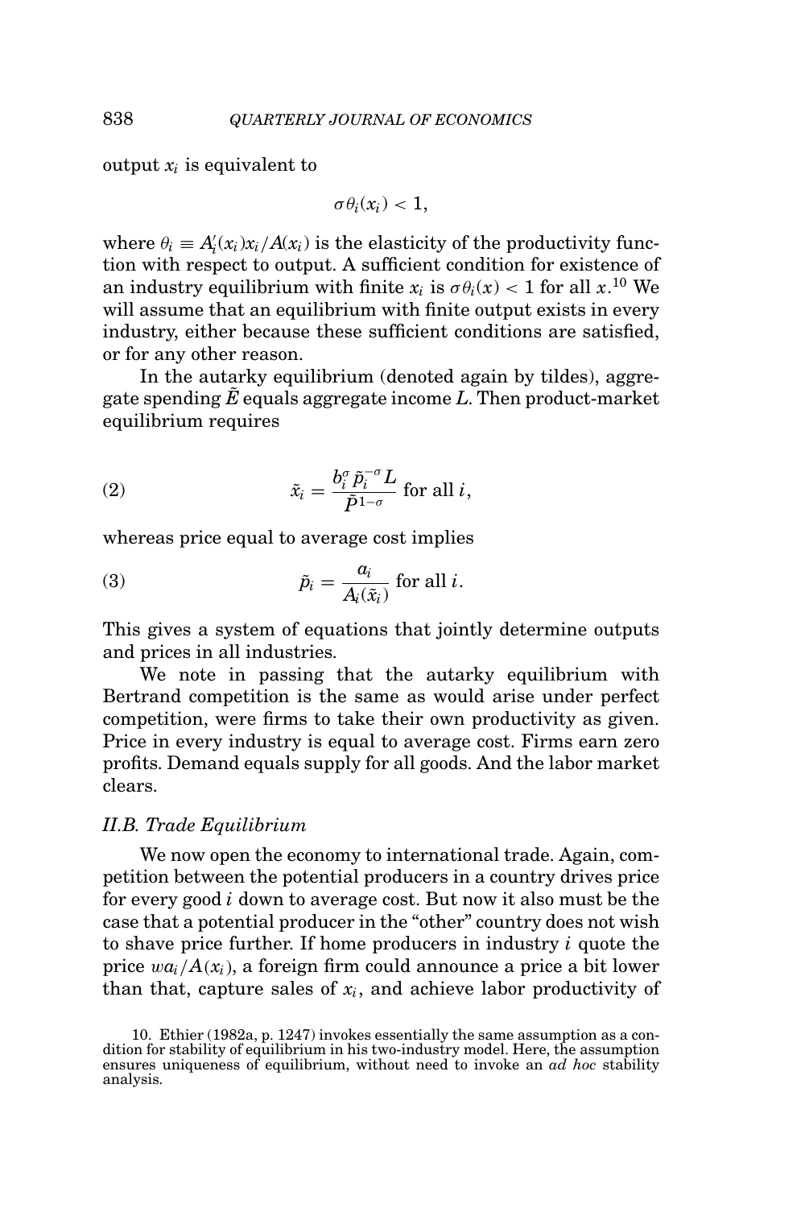output $x_i$ is equivalent to

$$\sigma\theta_i(x_i) < 1,$$

where $\theta_i \equiv A_i'(x_i)x_i/A(x_i)$ is the elasticity of the productivity function with respect to output. A sufficient condition for existence of an industry equilibrium with finite $x_i$ is $\sigma\theta_i(x) < 1$ for all $x$.[10] We will assume that an equilibrium with finite output exists in every industry, either because these sufficient conditions are satisfied, or for any other reason.

In the autarky equilibrium (denoted again by tildes), aggregate spending $\tilde{E}$ equals aggregate income $L$. Then product-market equilibrium requires

$$\tilde{x}_i = \frac{b_i^{\sigma}\tilde{p}_i^{-\sigma}L}{\tilde{P}^{1-\sigma}} \text{ for all } i, \tag{2}$$

whereas price equal to average cost implies

$$\tilde{p}_i = \frac{a_i}{A_i(\tilde{x}_i)} \text{ for all } i. \tag{3}$$

This gives a system of equations that jointly determine outputs and prices in all industries.

We note in passing that the autarky equilibrium with Bertrand competition is the same as would arise under perfect competition, were firms to take their own productivity as given. Price in every industry is equal to average cost. Firms earn zero profits. Demand equals supply for all goods. And the labor market clears.

### *II.B. Trade Equilibrium*

We now open the economy to international trade. Again, competition between the potential producers in a country drives price for every good $i$ down to average cost. But now it also must be the case that a potential producer in the "other" country does not wish to shave price further. If home producers in industry $i$ quote the price $wa_i/A(x_i)$, a foreign firm could announce a price a bit lower than that, capture sales of $x_i$, and achieve labor productivity of

10. Ethier (1982a, p. 1247) invokes essentially the same assumption as a condition for stability of equilibrium in his two-industry model. Here, the assumption ensures uniqueness of equilibrium, without need to invoke an *ad hoc* stability analysis.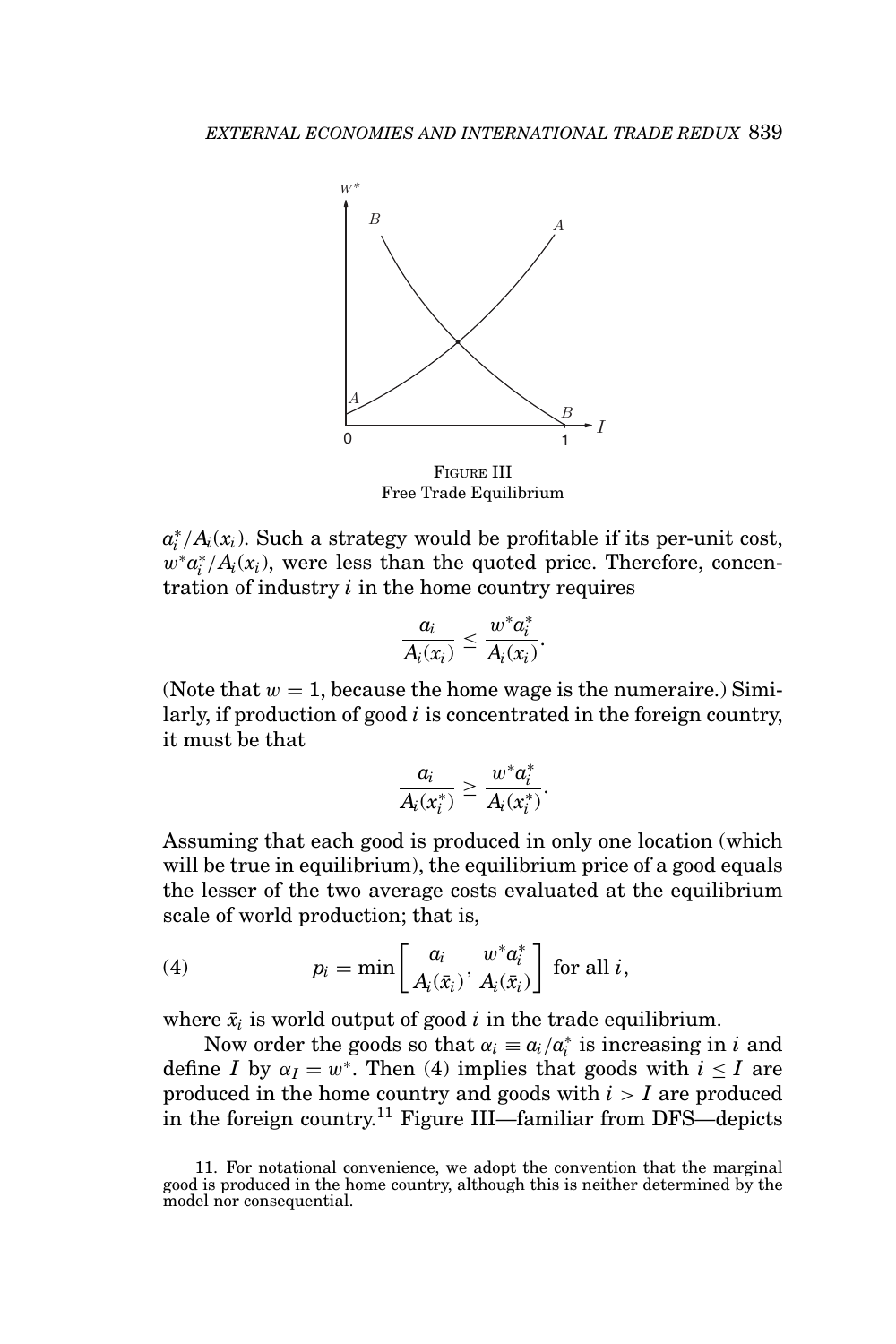FIGURE III
Free Trade Equilibrium

$a_i^*/A_i(x_i)$. Such a strategy would be profitable if its per-unit cost, $w^*a_i^*/A_i(x_i)$, were less than the quoted price. Therefore, concentration of industry $i$ in the home country requires

$$\frac{a_i}{A_i(x_i)} \leq \frac{w^*a_i^*}{A_i(x_i)}.$$

(Note that $w = 1$, because the home wage is the numeraire.) Similarly, if production of good $i$ is concentrated in the foreign country, it must be that

$$\frac{a_i}{A_i(x_i^*)} \geq \frac{w^*a_i^*}{A_i(x_i^*)}.$$

Assuming that each good is produced in only one location (which will be true in equilibrium), the equilibrium price of a good equals the lesser of the two average costs evaluated at the equilibrium scale of world production; that is,

$$p_i = \min\left[\frac{a_i}{A_i(\bar{x}_i)}, \frac{w^*a_i^*}{A_i(\bar{x}_i)}\right] \text{ for all } i, \tag{4}$$

where $\bar{x}_i$ is world output of good $i$ in the trade equilibrium.

Now order the goods so that $\alpha_i \equiv a_i/a_i^*$ is increasing in $i$ and define $I$ by $\alpha_I = w^*$. Then (4) implies that goods with $i \leq I$ are produced in the home country and goods with $i > I$ are produced in the foreign country.[11] Figure III—familiar from DFS—depicts

11. For notational convenience, we adopt the convention that the marginal good is produced in the home country, although this is neither determined by the model nor consequential.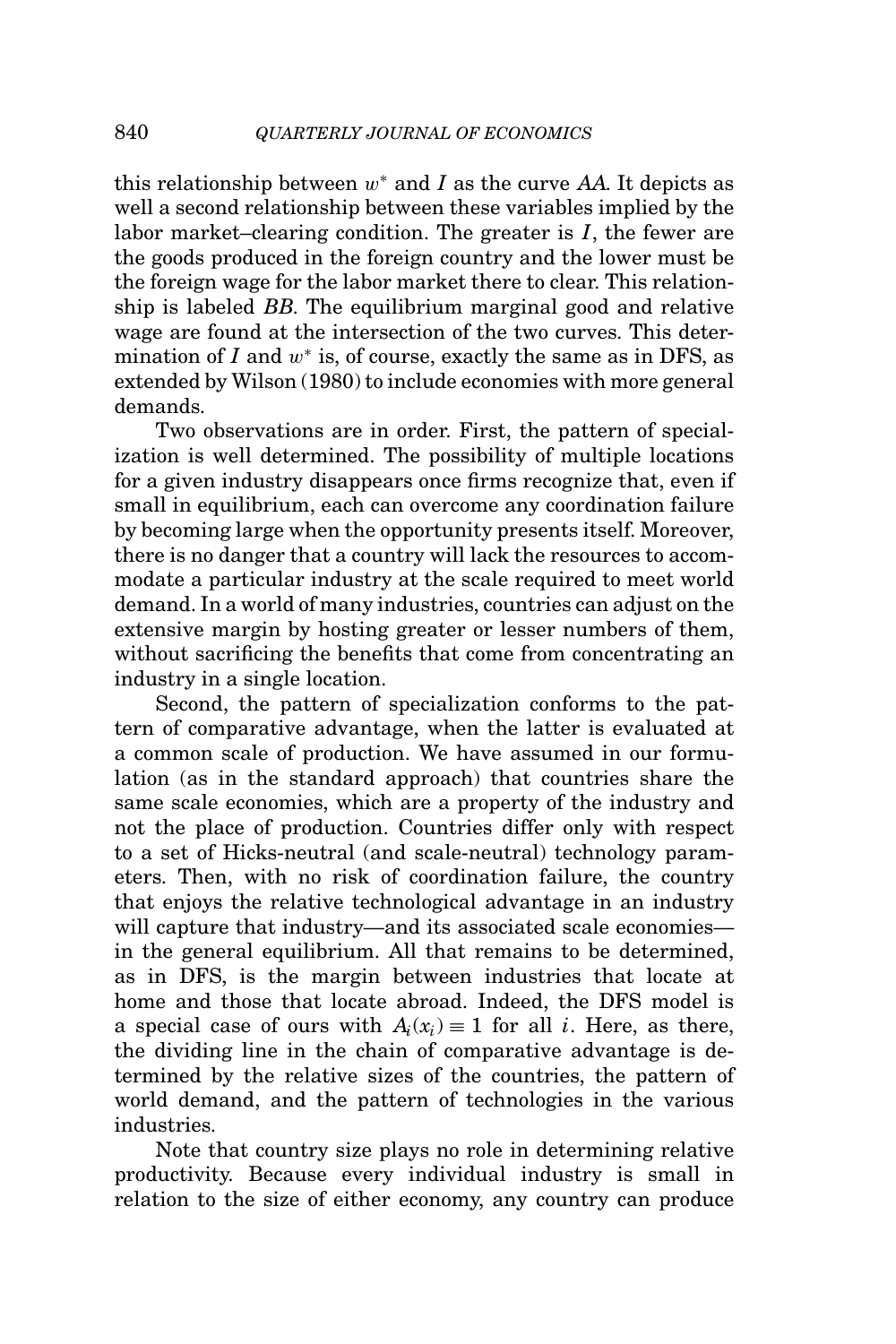this relationship between $w^*$ and $I$ as the curve *AA*. It depicts as well a second relationship between these variables implied by the labor market–clearing condition. The greater is $I$, the fewer are the goods produced in the foreign country and the lower must be the foreign wage for the labor market there to clear. This relationship is labeled *BB*. The equilibrium marginal good and relative wage are found at the intersection of the two curves. This determination of $I$ and $w^*$ is, of course, exactly the same as in DFS, as extended by Wilson (1980) to include economies with more general demands.

Two observations are in order. First, the pattern of specialization is well determined. The possibility of multiple locations for a given industry disappears once firms recognize that, even if small in equilibrium, each can overcome any coordination failure by becoming large when the opportunity presents itself. Moreover, there is no danger that a country will lack the resources to accommodate a particular industry at the scale required to meet world demand. In a world of many industries, countries can adjust on the extensive margin by hosting greater or lesser numbers of them, without sacrificing the benefits that come from concentrating an industry in a single location.

Second, the pattern of specialization conforms to the pattern of comparative advantage, when the latter is evaluated at a common scale of production. We have assumed in our formulation (as in the standard approach) that countries share the same scale economies, which are a property of the industry and not the place of production. Countries differ only with respect to a set of Hicks-neutral (and scale-neutral) technology parameters. Then, with no risk of coordination failure, the country that enjoys the relative technological advantage in an industry will capture that industry—and its associated scale economies—in the general equilibrium. All that remains to be determined, as in DFS, is the margin between industries that locate at home and those that locate abroad. Indeed, the DFS model is a special case of ours with $A_i(x_i) \equiv 1$ for all $i$. Here, as there, the dividing line in the chain of comparative advantage is determined by the relative sizes of the countries, the pattern of world demand, and the pattern of technologies in the various industries.

Note that country size plays no role in determining relative productivity. Because every individual industry is small in relation to the size of either economy, any country can produce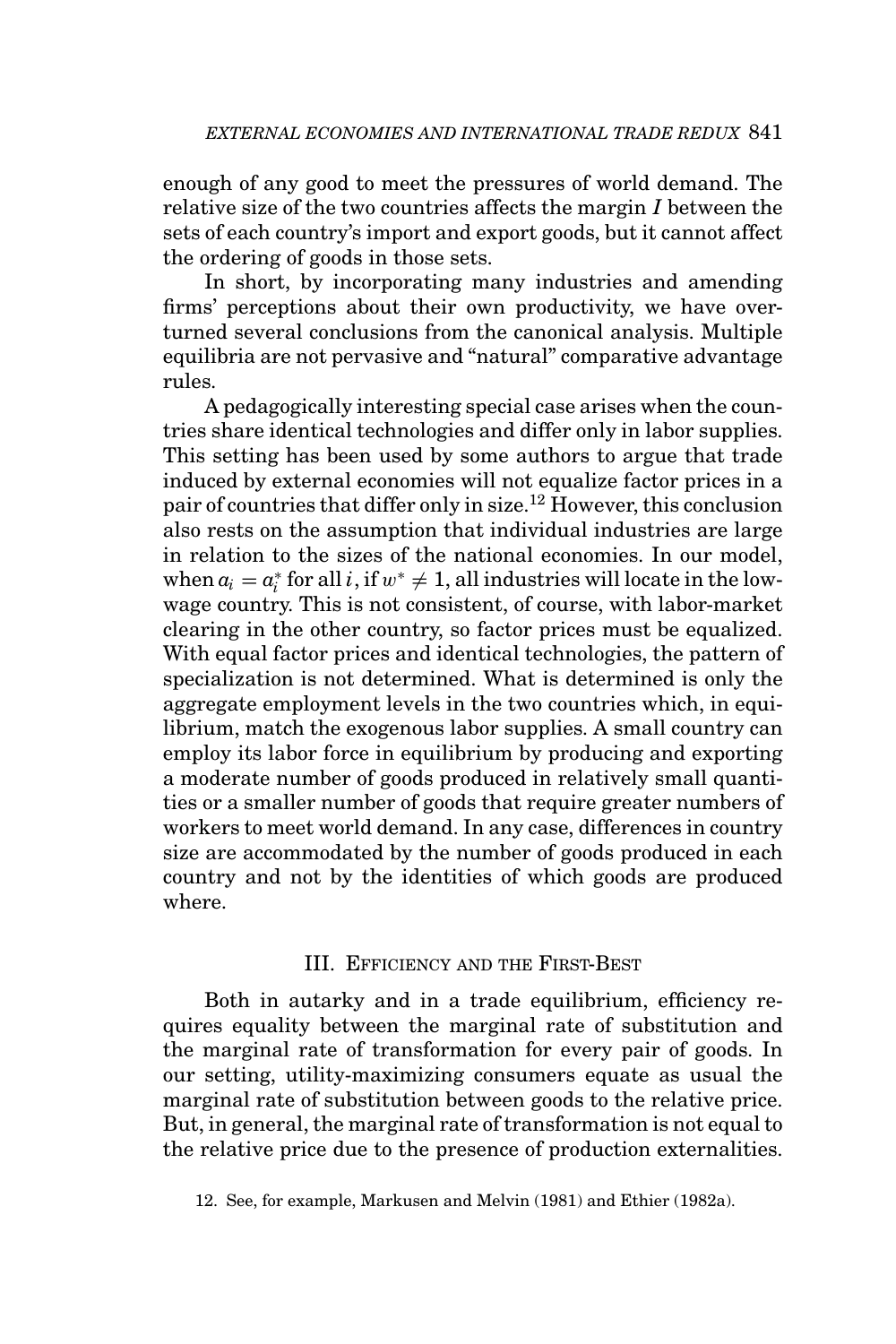enough of any good to meet the pressures of world demand. The relative size of the two countries affects the margin $I$ between the sets of each country's import and export goods, but it cannot affect the ordering of goods in those sets.

In short, by incorporating many industries and amending firms' perceptions about their own productivity, we have overturned several conclusions from the canonical analysis. Multiple equilibria are not pervasive and "natural" comparative advantage rules.

A pedagogically interesting special case arises when the countries share identical technologies and differ only in labor supplies. This setting has been used by some authors to argue that trade induced by external economies will not equalize factor prices in a pair of countries that differ only in size.[12] However, this conclusion also rests on the assumption that individual industries are large in relation to the sizes of the national economies. In our model, when $a_i = a_i^*$ for all $i$, if $w^* \neq 1$, all industries will locate in the low-wage country. This is not consistent, of course, with labor-market clearing in the other country, so factor prices must be equalized. With equal factor prices and identical technologies, the pattern of specialization is not determined. What is determined is only the aggregate employment levels in the two countries which, in equilibrium, match the exogenous labor supplies. A small country can employ its labor force in equilibrium by producing and exporting a moderate number of goods produced in relatively small quantities or a smaller number of goods that require greater numbers of workers to meet world demand. In any case, differences in country size are accommodated by the number of goods produced in each country and not by the identities of which goods are produced where.

## III. Efficiency and the First-Best

Both in autarky and in a trade equilibrium, efficiency requires equality between the marginal rate of substitution and the marginal rate of transformation for every pair of goods. In our setting, utility-maximizing consumers equate as usual the marginal rate of substitution between goods to the relative price. But, in general, the marginal rate of transformation is not equal to the relative price due to the presence of production externalities.

12. See, for example, Markusen and Melvin (1981) and Ethier (1982a).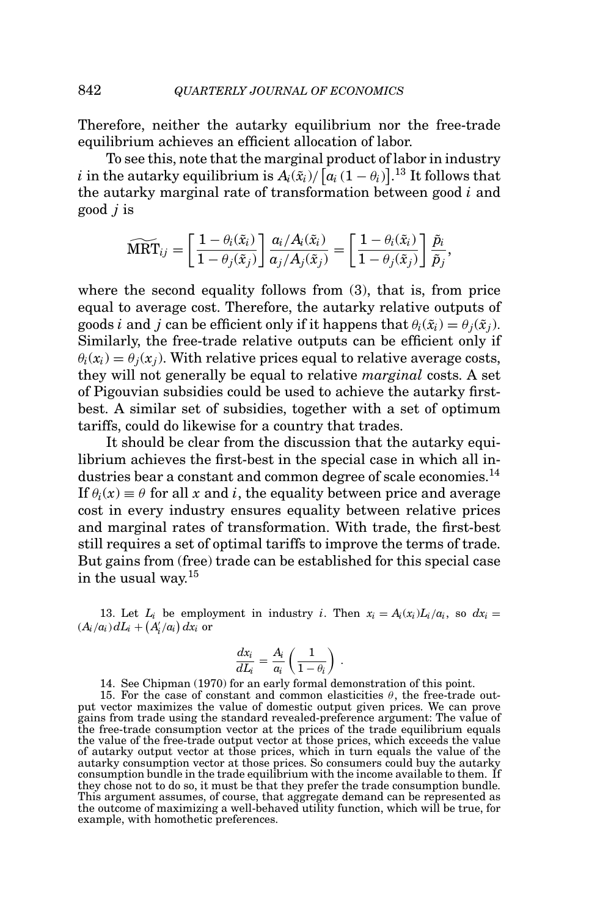Therefore, neither the autarky equilibrium nor the free-trade equilibrium achieves an efficient allocation of labor.

To see this, note that the marginal product of labor in industry $i$ in the autarky equilibrium is $A_i(\tilde{x}_i)/\left[a_i\left(1-\theta_i\right)\right]$.[13] It follows that the autarky marginal rate of transformation between good $i$ and good $j$ is

$$\widetilde{\text{MRT}}_{ij} = \left[\frac{1-\theta_i(\tilde{x}_i)}{1-\theta_j(\tilde{x}_j)}\right]\frac{a_i/A_i(\tilde{x}_i)}{a_j/A_j(\tilde{x}_j)} = \left[\frac{1-\theta_i(\tilde{x}_i)}{1-\theta_j(\tilde{x}_j)}\right]\frac{\tilde{p}_i}{\tilde{p}_j},$$

where the second equality follows from (3), that is, from price equal to average cost. Therefore, the autarky relative outputs of goods $i$ and $j$ can be efficient only if it happens that $\theta_i(\tilde{x}_i) = \theta_j(\tilde{x}_j)$. Similarly, the free-trade relative outputs can be efficient only if $\theta_i(x_i) = \theta_j(x_j)$. With relative prices equal to relative average costs, they will not generally be equal to relative *marginal* costs. A set of Pigouvian subsidies could be used to achieve the autarky first-best. A similar set of subsidies, together with a set of optimum tariffs, could do likewise for a country that trades.

It should be clear from the discussion that the autarky equilibrium achieves the first-best in the special case in which all industries bear a constant and common degree of scale economies.[14] If $\theta_i(x) \equiv \theta$ for all $x$ and $i$, the equality between price and average cost in every industry ensures equality between relative prices and marginal rates of transformation. With trade, the first-best still requires a set of optimal tariffs to improve the terms of trade. But gains from (free) trade can be established for this special case in the usual way.[15]

13. Let $L_i$ be employment in industry $i$. Then $x_i = A_i(x_i)L_i/a_i$, so $dx_i = (A_i/a_i)\,dL_i + \left(A_i'/a_i\right)dx_i$ or

$$\frac{dx_i}{dL_i} = \frac{A_i}{a_i}\left(\frac{1}{1-\theta_i}\right).$$

14. See Chipman (1970) for an early formal demonstration of this point.

15. For the case of constant and common elasticities $\theta$, the free-trade output vector maximizes the value of domestic output given prices. We can prove gains from trade using the standard revealed-preference argument: The value of the free-trade consumption vector at the prices of the trade equilibrium equals the value of the free-trade output vector at those prices, which exceeds the value of autarky output vector at those prices, which in turn equals the value of the autarky consumption vector at those prices. So consumers could buy the autarky consumption bundle in the trade equilibrium with the income available to them. If they chose not to do so, it must be that they prefer the trade consumption bundle. This argument assumes, of course, that aggregate demand can be represented as the outcome of maximizing a well-behaved utility function, which will be true, for example, with homothetic preferences.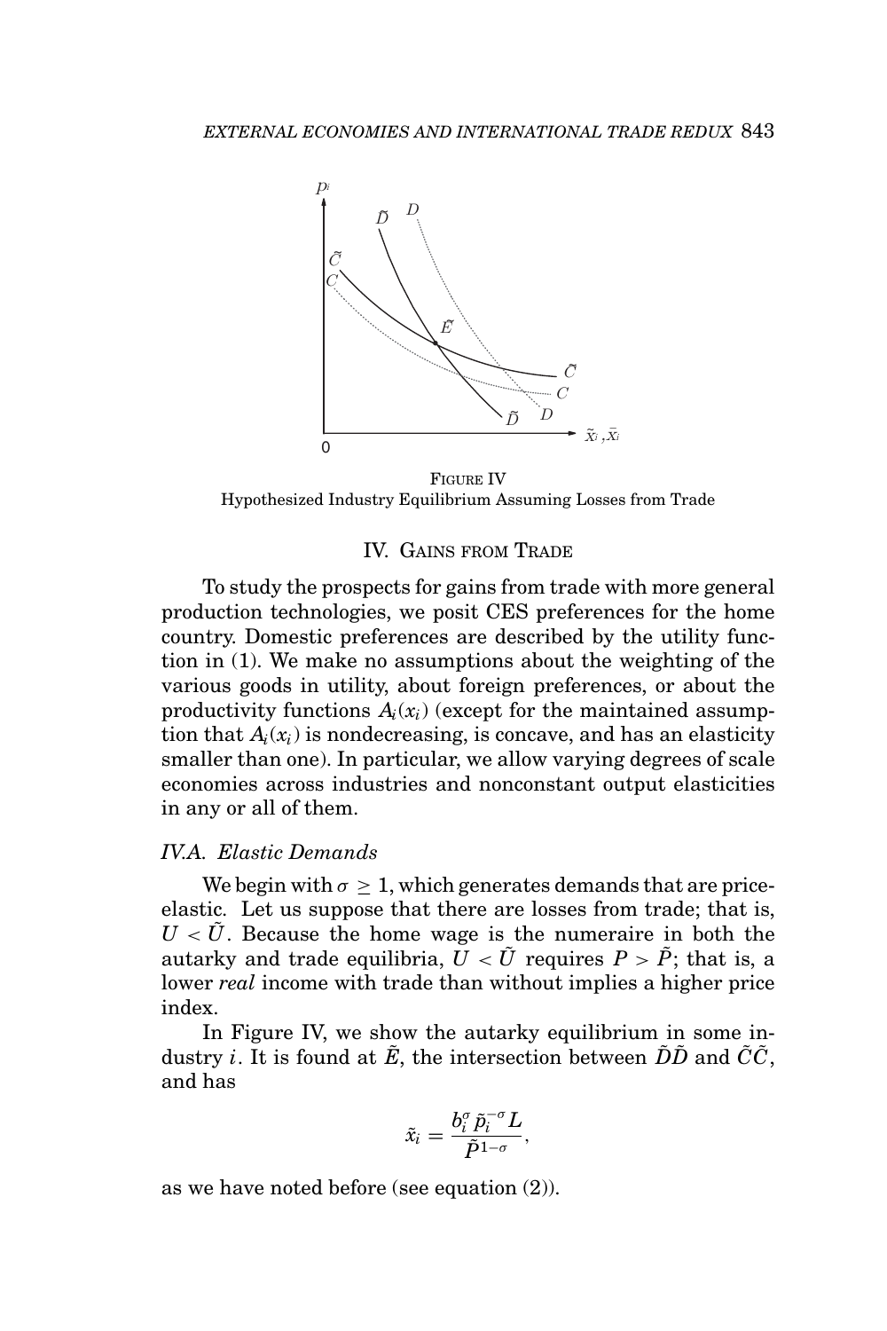FIGURE IV
Hypothesized Industry Equilibrium Assuming Losses from Trade

## IV. GAINS FROM TRADE

To study the prospects for gains from trade with more general production technologies, we posit CES preferences for the home country. Domestic preferences are described by the utility function in (1). We make no assumptions about the weighting of the various goods in utility, about foreign preferences, or about the productivity functions $A_i(x_i)$ (except for the maintained assumption that $A_i(x_i)$ is nondecreasing, is concave, and has an elasticity smaller than one). In particular, we allow varying degrees of scale economies across industries and nonconstant output elasticities in any or all of them.

### *IV.A. Elastic Demands*

We begin with $\sigma \geq 1$, which generates demands that are price-elastic. Let us suppose that there are losses from trade; that is, $U < \tilde{U}$. Because the home wage is the numeraire in both the autarky and trade equilibria, $U < \tilde{U}$ requires $P > \tilde{P}$; that is, a lower *real* income with trade than without implies a higher price index.

In Figure IV, we show the autarky equilibrium in some industry $i$. It is found at $\tilde{E}$, the intersection between $\tilde{D}\tilde{D}$ and $\tilde{C}\tilde{C}$, and has

$$\tilde{x}_i = \frac{b_i^{\sigma}\,\tilde{p}_i^{-\sigma} L}{\tilde{P}^{1-\sigma}},$$

as we have noted before (see equation (2)).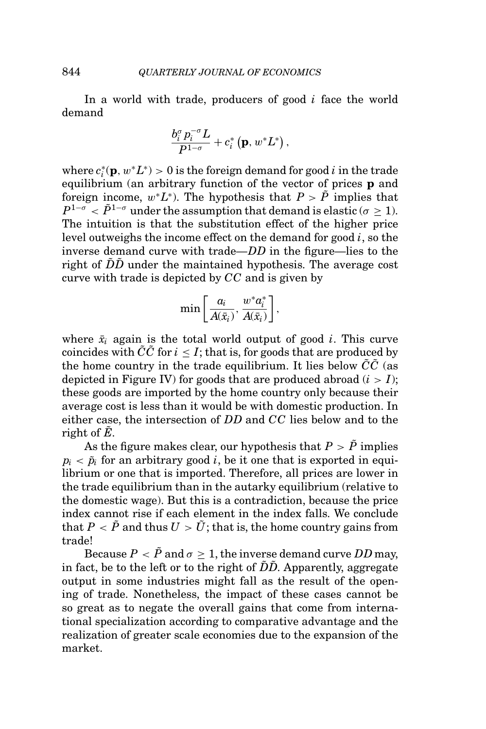In a world with trade, producers of good $i$ face the world demand

$$\frac{b_i^{\sigma} p_i^{-\sigma} L}{P^{1-\sigma}} + c_i^*\left(\mathbf{p}, w^* L^*\right),$$

where $c_i^*(\mathbf{p}, w^* L^*) > 0$ is the foreign demand for good $i$ in the trade equilibrium (an arbitrary function of the vector of prices $\mathbf{p}$ and foreign income, $w^* L^*$). The hypothesis that $P > \tilde{P}$ implies that $P^{1-\sigma} < \tilde{P}^{1-\sigma}$ under the assumption that demand is elastic ($\sigma \geq 1$). The intuition is that the substitution effect of the higher price level outweighs the income effect on the demand for good $i$, so the inverse demand curve with trade—$DD$ in the figure—lies to the right of $\tilde{D}\tilde{D}$ under the maintained hypothesis. The average cost curve with trade is depicted by $CC$ and is given by

$$\min\left[\frac{a_i}{A(\bar{x}_i)}, \frac{w^* a_i^*}{A(\bar{x}_i)}\right],$$

where $\bar{x}_i$ again is the total world output of good $i$. This curve coincides with $\tilde{C}\tilde{C}$ for $i \leq I$; that is, for goods that are produced by the home country in the trade equilibrium. It lies below $\tilde{C}\tilde{C}$ (as depicted in Figure IV) for goods that are produced abroad ($i > I$); these goods are imported by the home country only because their average cost is less than it would be with domestic production. In either case, the intersection of $DD$ and $CC$ lies below and to the right of $\tilde{E}$.

As the figure makes clear, our hypothesis that $P > \tilde{P}$ implies $p_i < \tilde{p}_i$ for an arbitrary good $i$, be it one that is exported in equilibrium or one that is imported. Therefore, all prices are lower in the trade equilibrium than in the autarky equilibrium (relative to the domestic wage). But this is a contradiction, because the price index cannot rise if each element in the index falls. We conclude that $P < \tilde{P}$ and thus $U > \tilde{U}$; that is, the home country gains from trade!

Because $P < \tilde{P}$ and $\sigma \geq 1$, the inverse demand curve $DD$ may, in fact, be to the left or to the right of $\tilde{D}\tilde{D}$. Apparently, aggregate output in some industries might fall as the result of the opening of trade. Nonetheless, the impact of these cases cannot be so great as to negate the overall gains that come from international specialization according to comparative advantage and the realization of greater scale economies due to the expansion of the market.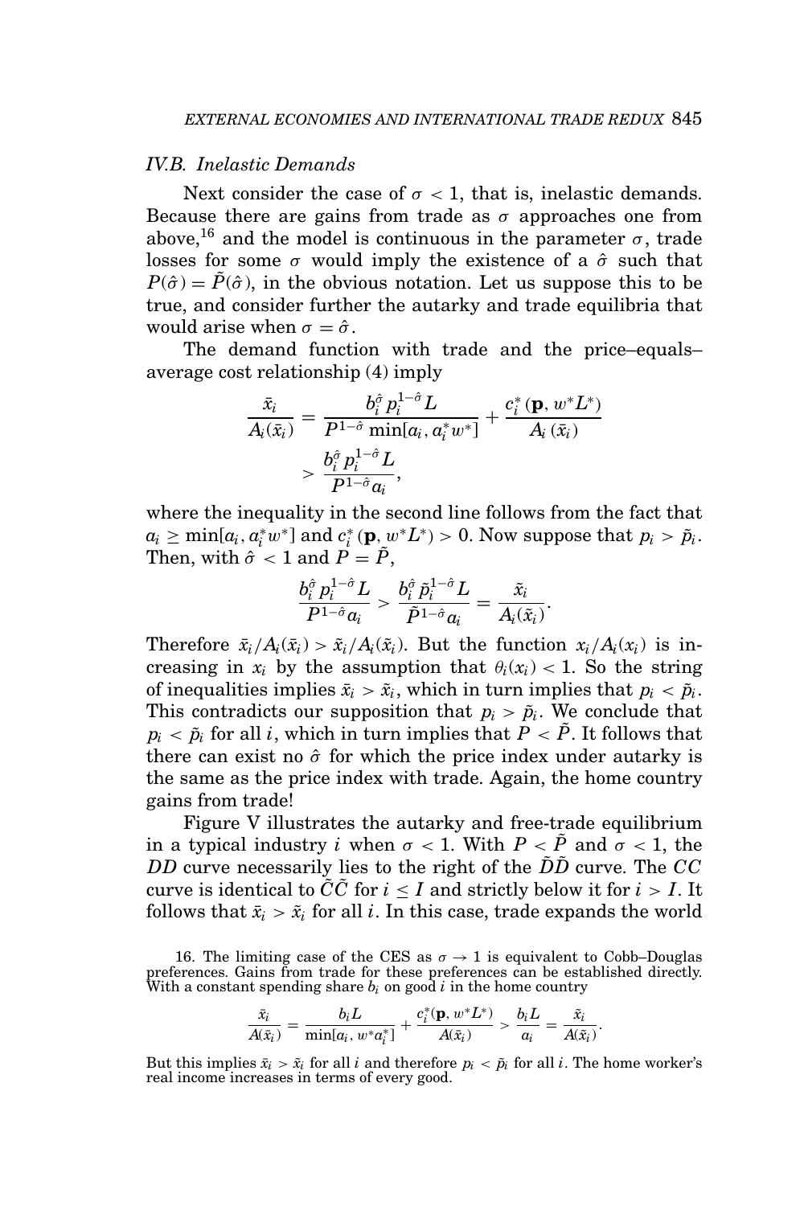### IV.B. Inelastic Demands

Next consider the case of $\sigma < 1$, that is, inelastic demands. Because there are gains from trade as $\sigma$ approaches one from above,[16] and the model is continuous in the parameter $\sigma$, trade losses for some $\sigma$ would imply the existence of a $\hat{\sigma}$ such that $P(\hat{\sigma}) = \tilde{P}(\hat{\sigma})$, in the obvious notation. Let us suppose this to be true, and consider further the autarky and trade equilibria that would arise when $\sigma = \hat{\sigma}$.

The demand function with trade and the price–equals–average cost relationship (4) imply

$$\frac{\bar{x}_i}{A_i(\bar{x}_i)} = \frac{b_i^{\hat{\sigma}} p_i^{1-\hat{\sigma}} L}{P^{1-\hat{\sigma}} \min[a_i, a_i^* w^*]} + \frac{c_i^*(\mathbf{p}, w^* L^*)}{A_i(\bar{x}_i)}$$
$$> \frac{b_i^{\hat{\sigma}} p_i^{1-\hat{\sigma}} L}{P^{1-\hat{\sigma}} a_i},$$

where the inequality in the second line follows from the fact that $a_i \geq \min[a_i, a_i^* w^*]$ and $c_i^*(\mathbf{p}, w^* L^*) > 0$. Now suppose that $p_i > \tilde{p}_i$. Then, with $\hat{\sigma} < 1$ and $P = \tilde{P}$,

$$\frac{b_i^{\hat{\sigma}} p_i^{1-\hat{\sigma}} L}{P^{1-\hat{\sigma}} a_i} > \frac{b_i^{\hat{\sigma}} \tilde{p}_i^{1-\hat{\sigma}} L}{\tilde{P}^{1-\hat{\sigma}} a_i} = \frac{\tilde{x}_i}{A_i(\tilde{x}_i)}.$$

Therefore $\bar{x}_i / A_i(\bar{x}_i) > \tilde{x}_i / A_i(\tilde{x}_i)$. But the function $x_i / A_i(x_i)$ is increasing in $x_i$ by the assumption that $\theta_i(x_i) < 1$. So the string of inequalities implies $\bar{x}_i > \tilde{x}_i$, which in turn implies that $p_i < \tilde{p}_i$. This contradicts our supposition that $p_i > \tilde{p}_i$. We conclude that $p_i < \tilde{p}_i$ for all $i$, which in turn implies that $P < \tilde{P}$. It follows that there can exist no $\hat{\sigma}$ for which the price index under autarky is the same as the price index with trade. Again, the home country gains from trade!

Figure V illustrates the autarky and free-trade equilibrium in a typical industry $i$ when $\sigma < 1$. With $P < \tilde{P}$ and $\sigma < 1$, the $DD$ curve necessarily lies to the right of the $\tilde{D}\tilde{D}$ curve. The $CC$ curve is identical to $\tilde{C}\tilde{C}$ for $i \leq I$ and strictly below it for $i > I$. It follows that $\bar{x}_i > \tilde{x}_i$ for all $i$. In this case, trade expands the world

16. The limiting case of the CES as $\sigma \to 1$ is equivalent to Cobb–Douglas preferences. Gains from trade for these preferences can be established directly. With a constant spending share $b_i$ on good $i$ in the home country

$$\frac{\bar{x}_i}{A(\bar{x}_i)} = \frac{b_i L}{\min[a_i, w^* a_i^*]} + \frac{c_i^*(\mathbf{p}, w^* L^*)}{A(\bar{x}_i)} > \frac{b_i L}{a_i} = \frac{\tilde{x}_i}{A(\tilde{x}_i)}.$$

But this implies $\bar{x}_i > \tilde{x}_i$ for all $i$ and therefore $p_i < \tilde{p}_i$ for all $i$. The home worker's real income increases in terms of every good.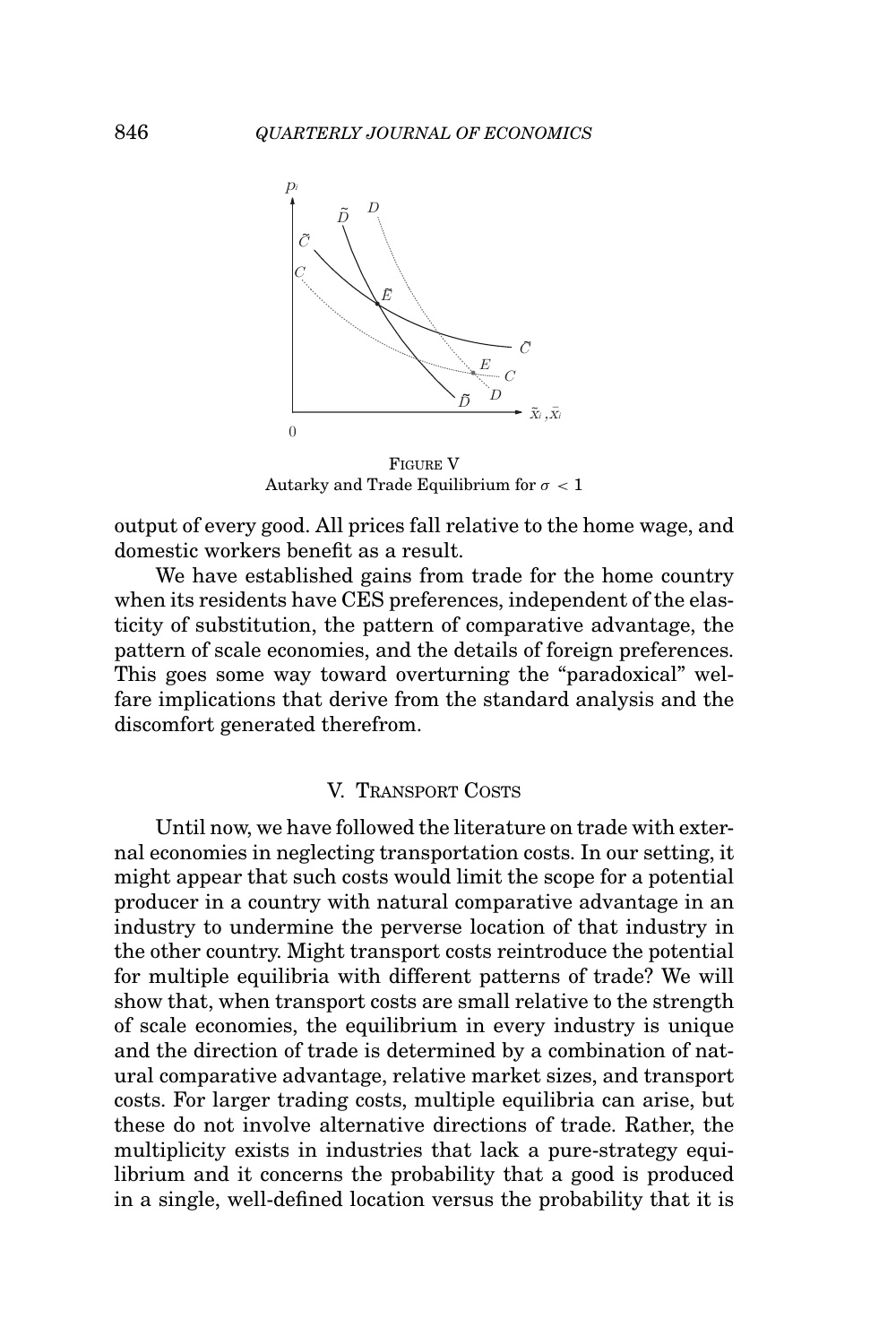FIGURE V
Autarky and Trade Equilibrium for $\sigma < 1$

output of every good. All prices fall relative to the home wage, and domestic workers benefit as a result.

We have established gains from trade for the home country when its residents have CES preferences, independent of the elasticity of substitution, the pattern of comparative advantage, the pattern of scale economies, and the details of foreign preferences. This goes some way toward overturning the "paradoxical" welfare implications that derive from the standard analysis and the discomfort generated therefrom.

## V. TRANSPORT COSTS

Until now, we have followed the literature on trade with external economies in neglecting transportation costs. In our setting, it might appear that such costs would limit the scope for a potential producer in a country with natural comparative advantage in an industry to undermine the perverse location of that industry in the other country. Might transport costs reintroduce the potential for multiple equilibria with different patterns of trade? We will show that, when transport costs are small relative to the strength of scale economies, the equilibrium in every industry is unique and the direction of trade is determined by a combination of natural comparative advantage, relative market sizes, and transport costs. For larger trading costs, multiple equilibria can arise, but these do not involve alternative directions of trade. Rather, the multiplicity exists in industries that lack a pure-strategy equilibrium and it concerns the probability that a good is produced in a single, well-defined location versus the probability that it is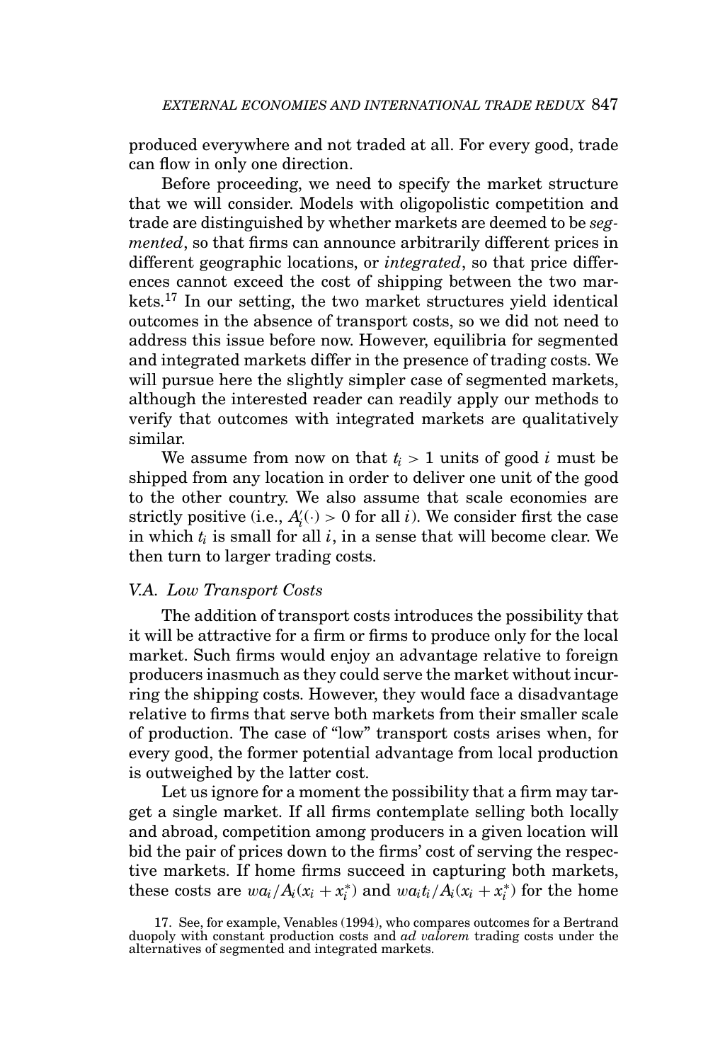produced everywhere and not traded at all. For every good, trade can flow in only one direction.

Before proceeding, we need to specify the market structure that we will consider. Models with oligopolistic competition and trade are distinguished by whether markets are deemed to be *segmented*, so that firms can announce arbitrarily different prices in different geographic locations, or *integrated*, so that price differences cannot exceed the cost of shipping between the two markets.[17] In our setting, the two market structures yield identical outcomes in the absence of transport costs, so we did not need to address this issue before now. However, equilibria for segmented and integrated markets differ in the presence of trading costs. We will pursue here the slightly simpler case of segmented markets, although the interested reader can readily apply our methods to verify that outcomes with integrated markets are qualitatively similar.

We assume from now on that $t_i > 1$ units of good $i$ must be shipped from any location in order to deliver one unit of the good to the other country. We also assume that scale economies are strictly positive (i.e., $A_i'(\cdot) > 0$ for all $i$). We consider first the case in which $t_i$ is small for all $i$, in a sense that will become clear. We then turn to larger trading costs.

### V.A. Low Transport Costs

The addition of transport costs introduces the possibility that it will be attractive for a firm or firms to produce only for the local market. Such firms would enjoy an advantage relative to foreign producers inasmuch as they could serve the market without incurring the shipping costs. However, they would face a disadvantage relative to firms that serve both markets from their smaller scale of production. The case of "low" transport costs arises when, for every good, the former potential advantage from local production is outweighed by the latter cost.

Let us ignore for a moment the possibility that a firm may target a single market. If all firms contemplate selling both locally and abroad, competition among producers in a given location will bid the pair of prices down to the firms' cost of serving the respective markets. If home firms succeed in capturing both markets, these costs are $wa_i/A_i(x_i + x_i^*)$ and $wa_it_i/A_i(x_i + x_i^*)$ for the home

17. See, for example, Venables (1994), who compares outcomes for a Bertrand duopoly with constant production costs and *ad valorem* trading costs under the alternatives of segmented and integrated markets.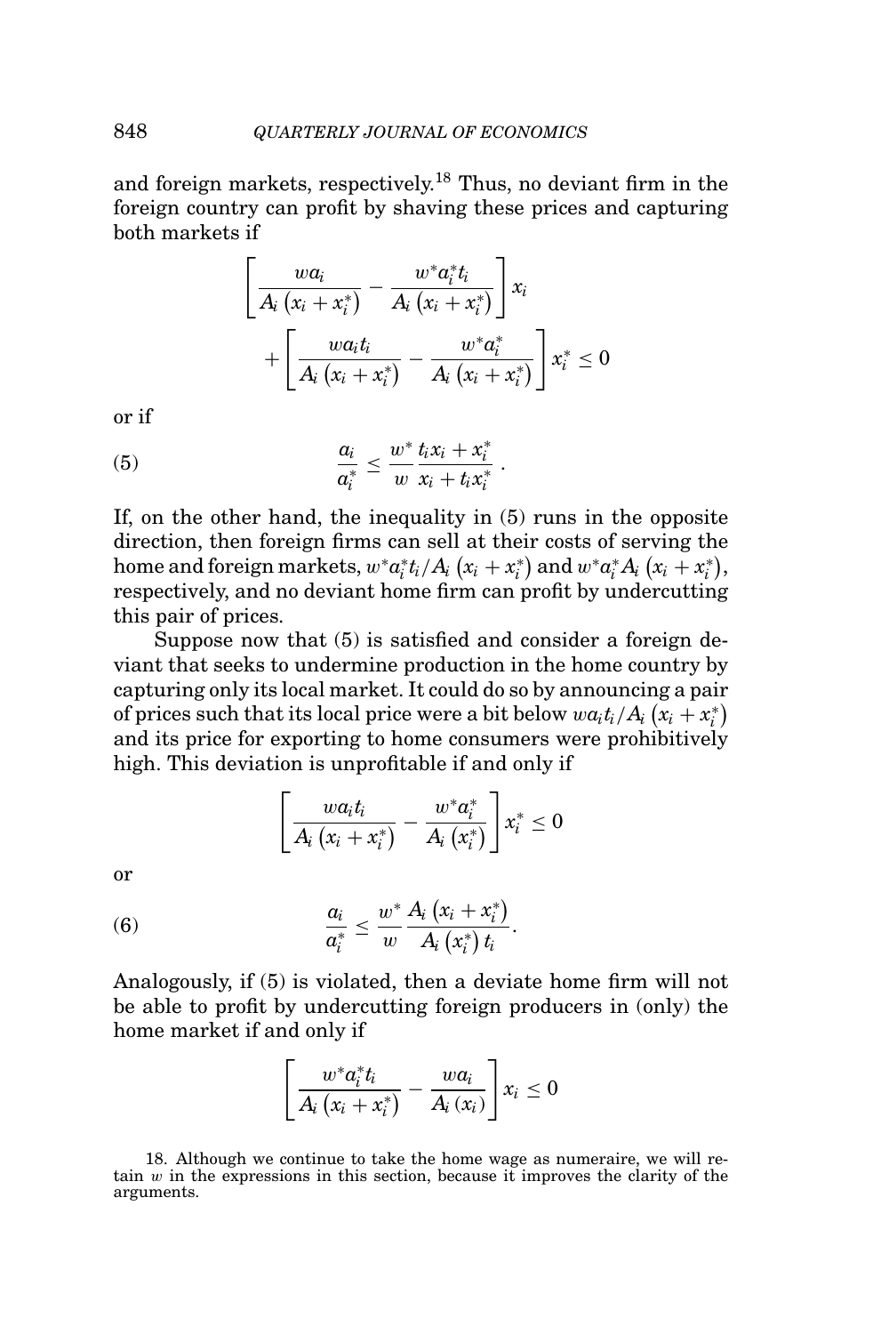and foreign markets, respectively.[18] Thus, no deviant firm in the foreign country can profit by shaving these prices and capturing both markets if

$$\left[\frac{wa_i}{A_i\left(x_i+x_i^*\right)}-\frac{w^*a_i^*t_i}{A_i\left(x_i+x_i^*\right)}\right]x_i + \left[\frac{wa_it_i}{A_i\left(x_i+x_i^*\right)}-\frac{w^*a_i^*}{A_i\left(x_i+x_i^*\right)}\right]x_i^* \leq 0$$

or if

$$\frac{a_i}{a_i^*} \leq \frac{w^*}{w}\frac{t_ix_i+x_i^*}{x_i+t_ix_i^*}\,. \tag{5}$$

If, on the other hand, the inequality in (5) runs in the opposite direction, then foreign firms can sell at their costs of serving the home and foreign markets, $w^*a_i^*t_i/A_i\left(x_i+x_i^*\right)$ and $w^*a_i^*A_i\left(x_i+x_i^*\right)$, respectively, and no deviant home firm can profit by undercutting this pair of prices.

Suppose now that (5) is satisfied and consider a foreign deviant that seeks to undermine production in the home country by capturing only its local market. It could do so by announcing a pair of prices such that its local price were a bit below $wa_it_i/A_i\left(x_i+x_i^*\right)$ and its price for exporting to home consumers were prohibitively high. This deviation is unprofitable if and only if

$$\left[\frac{wa_it_i}{A_i\left(x_i+x_i^*\right)}-\frac{w^*a_i^*}{A_i\left(x_i^*\right)}\right]x_i^* \leq 0$$

or

$$\frac{a_i}{a_i^*} \leq \frac{w^*}{w}\frac{A_i\left(x_i+x_i^*\right)}{A_i\left(x_i^*\right)t_i}. \tag{6}$$

Analogously, if (5) is violated, then a deviate home firm will not be able to profit by undercutting foreign producers in (only) the home market if and only if

$$\left[\frac{w^*a_i^*t_i}{A_i\left(x_i+x_i^*\right)}-\frac{wa_i}{A_i\left(x_i\right)}\right]x_i \leq 0$$

18. Although we continue to take the home wage as numeraire, we will retain $w$ in the expressions in this section, because it improves the clarity of the arguments.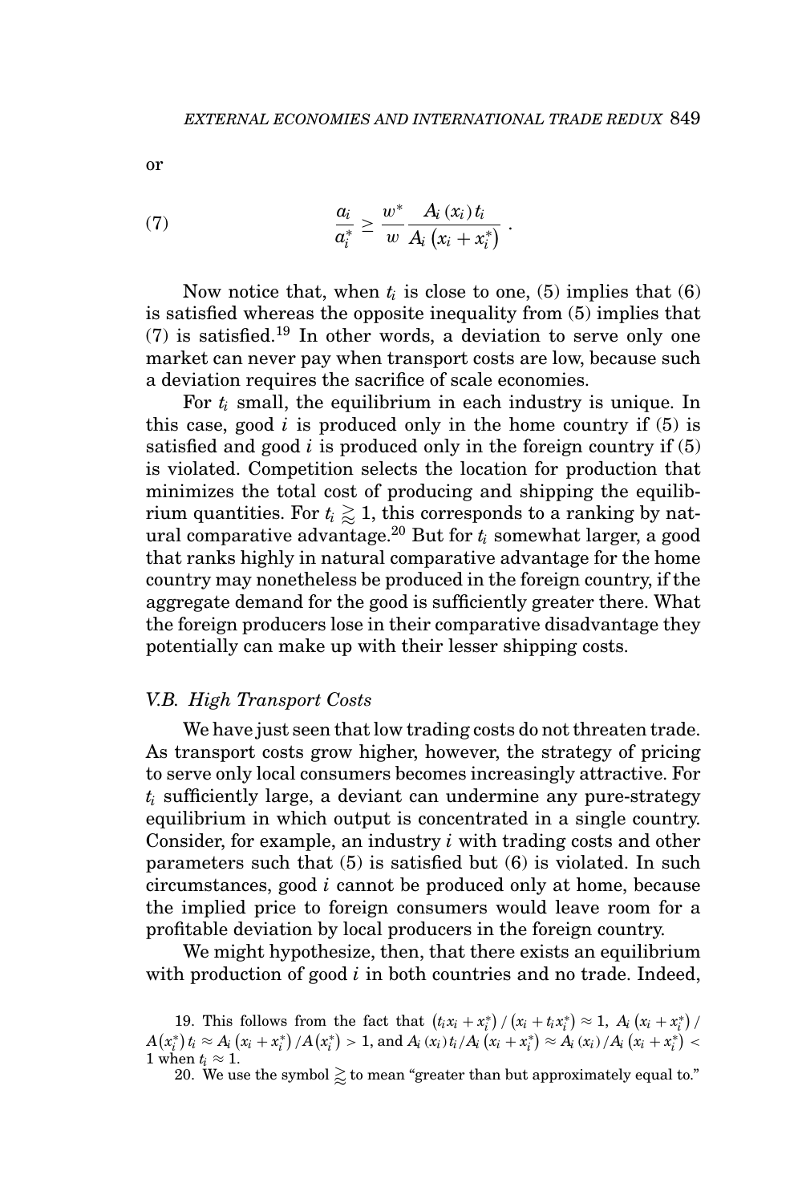or

$$\frac{a_i}{a_i^*} \geq \frac{w^*}{w} \frac{A_i\left(x_i\right) t_i}{A_i\left(x_i + x_i^*\right)} \,. \tag{7}$$

Now notice that, when $t_i$ is close to one, (5) implies that (6) is satisfied whereas the opposite inequality from (5) implies that (7) is satisfied.[19] In other words, a deviation to serve only one market can never pay when transport costs are low, because such a deviation requires the sacrifice of scale economies.

For $t_i$ small, the equilibrium in each industry is unique. In this case, good $i$ is produced only in the home country if (5) is satisfied and good $i$ is produced only in the foreign country if (5) is violated. Competition selects the location for production that minimizes the total cost of producing and shipping the equilibrium quantities. For $t_i \gtrapprox 1$, this corresponds to a ranking by natural comparative advantage.[20] But for $t_i$ somewhat larger, a good that ranks highly in natural comparative advantage for the home country may nonetheless be produced in the foreign country, if the aggregate demand for the good is sufficiently greater there. What the foreign producers lose in their comparative disadvantage they potentially can make up with their lesser shipping costs.

### V.B. *High Transport Costs*

We have just seen that low trading costs do not threaten trade. As transport costs grow higher, however, the strategy of pricing to serve only local consumers becomes increasingly attractive. For $t_i$ sufficiently large, a deviant can undermine any pure-strategy equilibrium in which output is concentrated in a single country. Consider, for example, an industry $i$ with trading costs and other parameters such that (5) is satisfied but (6) is violated. In such circumstances, good $i$ cannot be produced only at home, because the implied price to foreign consumers would leave room for a profitable deviation by local producers in the foreign country.

We might hypothesize, then, that there exists an equilibrium with production of good $i$ in both countries and no trade. Indeed,

19. This follows from the fact that $\left(t_i x_i + x_i^*\right) / \left(x_i + t_i x_i^*\right) \approx 1$, $A_i\left(x_i + x_i^*\right) / A\left(x_i^*\right) t_i \approx A_i\left(x_i + x_i^*\right) / A\left(x_i^*\right) > 1$, and $A_i\left(x_i\right) t_i / A_i\left(x_i + x_i^*\right) \approx A_i\left(x_i\right) / A_i\left(x_i + x_i^*\right) < 1$ when $t_i \approx 1$.

20. We use the symbol $\gtrapprox$ to mean "greater than but approximately equal to."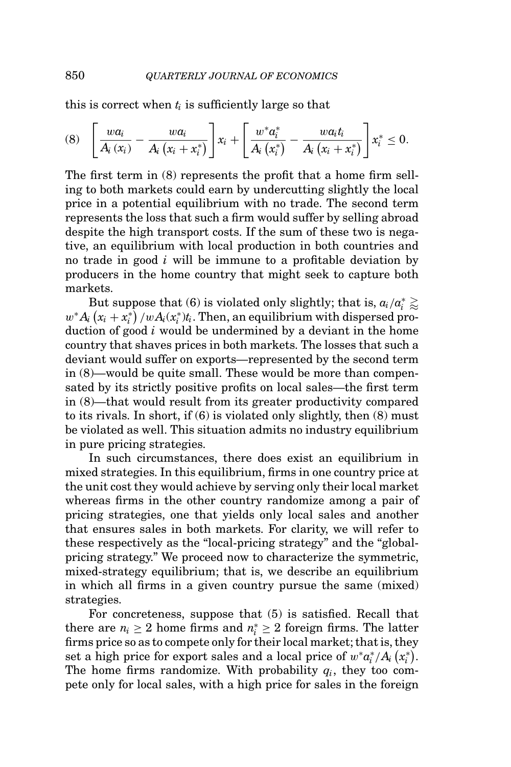this is correct when $t_i$ is sufficiently large so that

$$\text{(8)} \quad \left[\frac{wa_i}{A_i\left(x_i\right)} - \frac{wa_i}{A_i\left(x_i + x_i^*\right)}\right]x_i + \left[\frac{w^*a_i^*}{A_i\left(x_i^*\right)} - \frac{wa_it_i}{A_i\left(x_i + x_i^*\right)}\right]x_i^* \leq 0.$$

The first term in (8) represents the profit that a home firm selling to both markets could earn by undercutting slightly the local price in a potential equilibrium with no trade. The second term represents the loss that such a firm would suffer by selling abroad despite the high transport costs. If the sum of these two is negative, an equilibrium with local production in both countries and no trade in good $i$ will be immune to a profitable deviation by producers in the home country that might seek to capture both markets.

But suppose that (6) is violated only slightly; that is, $a_i/a_i^* \gtrapprox w^*A_i\left(x_i + x_i^*\right)/wA_i(x_i^*)t_i$. Then, an equilibrium with dispersed production of good $i$ would be undermined by a deviant in the home country that shaves prices in both markets. The losses that such a deviant would suffer on exports—represented by the second term in (8)—would be quite small. These would be more than compensated by its strictly positive profits on local sales—the first term in (8)—that would result from its greater productivity compared to its rivals. In short, if (6) is violated only slightly, then (8) must be violated as well. This situation admits no industry equilibrium in pure pricing strategies.

In such circumstances, there does exist an equilibrium in mixed strategies. In this equilibrium, firms in one country price at the unit cost they would achieve by serving only their local market whereas firms in the other country randomize among a pair of pricing strategies, one that yields only local sales and another that ensures sales in both markets. For clarity, we will refer to these respectively as the "local-pricing strategy" and the "global-pricing strategy." We proceed now to characterize the symmetric, mixed-strategy equilibrium; that is, we describe an equilibrium in which all firms in a given country pursue the same (mixed) strategies.

For concreteness, suppose that (5) is satisfied. Recall that there are $n_i \geq 2$ home firms and $n_i^* \geq 2$ foreign firms. The latter firms price so as to compete only for their local market; that is, they set a high price for export sales and a local price of $w^*a_i^*/A_i\left(x_i^*\right)$. The home firms randomize. With probability $q_i$, they too compete only for local sales, with a high price for sales in the foreign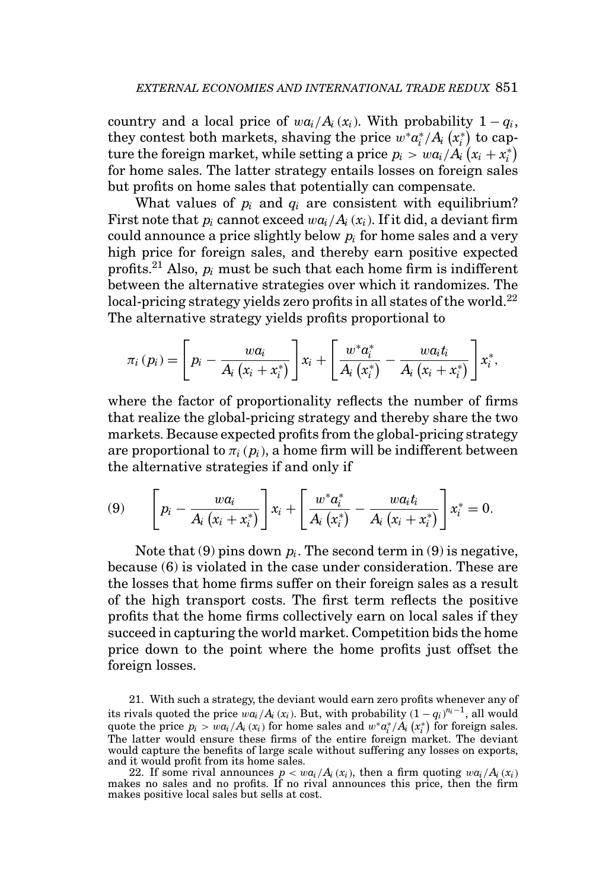country and a local price of $wa_i/A_i(x_i)$. With probability $1 - q_i$, they contest both markets, shaving the price $w^*a_i^*/A_i(x_i^*)$ to capture the foreign market, while setting a price $p_i > wa_i/A_i(x_i + x_i^*)$ for home sales. The latter strategy entails losses on foreign sales but profits on home sales that potentially can compensate.

What values of $p_i$ and $q_i$ are consistent with equilibrium? First note that $p_i$ cannot exceed $wa_i/A_i(x_i)$. If it did, a deviant firm could announce a price slightly below $p_i$ for home sales and a very high price for foreign sales, and thereby earn positive expected profits.[21] Also, $p_i$ must be such that each home firm is indifferent between the alternative strategies over which it randomizes. The local-pricing strategy yields zero profits in all states of the world.[22] The alternative strategy yields profits proportional to

$$\pi_i(p_i) = \left[p_i - \frac{wa_i}{A_i(x_i + x_i^*)}\right]x_i + \left[\frac{w^*a_i^*}{A_i(x_i^*)} - \frac{wa_it_i}{A_i(x_i + x_i^*)}\right]x_i^*,$$

where the factor of proportionality reflects the number of firms that realize the global-pricing strategy and thereby share the two markets. Because expected profits from the global-pricing strategy are proportional to $\pi_i(p_i)$, a home firm will be indifferent between the alternative strategies if and only if

$$\left[p_i - \frac{wa_i}{A_i(x_i + x_i^*)}\right]x_i + \left[\frac{w^*a_i^*}{A_i(x_i^*)} - \frac{wa_it_i}{A_i(x_i + x_i^*)}\right]x_i^* = 0. \tag{9}$$

Note that (9) pins down $p_i$. The second term in (9) is negative, because (6) is violated in the case under consideration. These are the losses that home firms suffer on their foreign sales as a result of the high transport costs. The first term reflects the positive profits that the home firms collectively earn on local sales if they succeed in capturing the world market. Competition bids the home price down to the point where the home profits just offset the foreign losses.

21. With such a strategy, the deviant would earn zero profits whenever any of its rivals quoted the price $wa_i/A_i(x_i)$. But, with probability $(1 - q_i)^{n_i - 1}$, all would quote the price $p_i > wa_i/A_i(x_i)$ for home sales and $w^*a_i^*/A_i(x_i^*)$ for foreign sales. The latter would ensure these firms of the entire foreign market. The deviant would capture the benefits of large scale without suffering any losses on exports, and it would profit from its home sales.

22. If some rival announces $p < wa_i/A_i(x_i)$, then a firm quoting $wa_i/A_i(x_i)$ makes no sales and no profits. If no rival announces this price, then the firm makes positive local sales but sells at cost.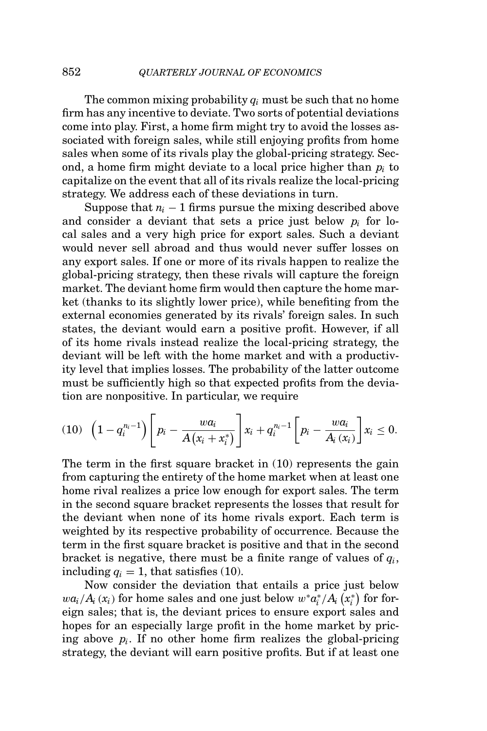The common mixing probability $q_i$ must be such that no home firm has any incentive to deviate. Two sorts of potential deviations come into play. First, a home firm might try to avoid the losses associated with foreign sales, while still enjoying profits from home sales when some of its rivals play the global-pricing strategy. Second, a home firm might deviate to a local price higher than $p_i$ to capitalize on the event that all of its rivals realize the local-pricing strategy. We address each of these deviations in turn.

Suppose that $n_i - 1$ firms pursue the mixing described above and consider a deviant that sets a price just below $p_i$ for local sales and a very high price for export sales. Such a deviant would never sell abroad and thus would never suffer losses on any export sales. If one or more of its rivals happen to realize the global-pricing strategy, then these rivals will capture the foreign market. The deviant home firm would then capture the home market (thanks to its slightly lower price), while benefiting from the external economies generated by its rivals' foreign sales. In such states, the deviant would earn a positive profit. However, if all of its home rivals instead realize the local-pricing strategy, the deviant will be left with the home market and with a productivity level that implies losses. The probability of the latter outcome must be sufficiently high so that expected profits from the deviation are nonpositive. In particular, we require

$$(10)\quad \left(1 - q_i^{n_i - 1}\right)\left[p_i - \frac{wa_i}{A\left(x_i + x_i^*\right)}\right]x_i + q_i^{n_i - 1}\left[p_i - \frac{wa_i}{A_i\left(x_i\right)}\right]x_i \leq 0.$$

The term in the first square bracket in (10) represents the gain from capturing the entirety of the home market when at least one home rival realizes a price low enough for export sales. The term in the second square bracket represents the losses that result for the deviant when none of its home rivals export. Each term is weighted by its respective probability of occurrence. Because the term in the first square bracket is positive and that in the second bracket is negative, there must be a finite range of values of $q_i$, including $q_i = 1$, that satisfies (10).

Now consider the deviation that entails a price just below $wa_i/A_i\left(x_i\right)$ for home sales and one just below $w^*a_i^*/A_i\left(x_i^*\right)$ for foreign sales; that is, the deviant prices to ensure export sales and hopes for an especially large profit in the home market by pricing above $p_i$. If no other home firm realizes the global-pricing strategy, the deviant will earn positive profits. But if at least one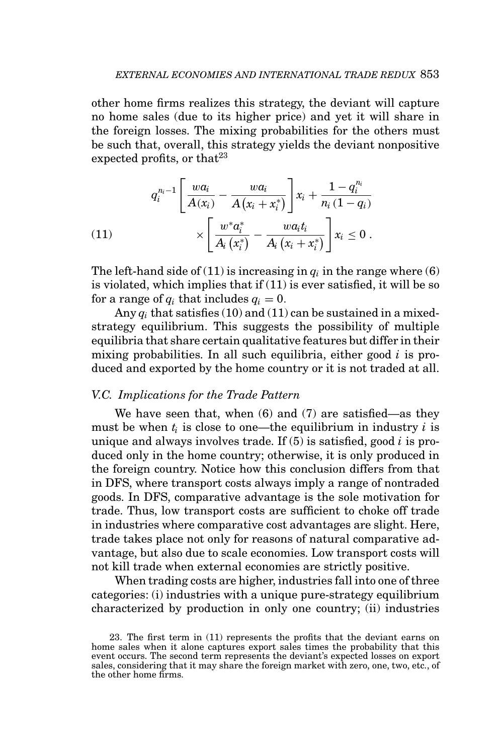other home firms realizes this strategy, the deviant will capture no home sales (due to its higher price) and yet it will share in the foreign losses. The mixing probabilities for the others must be such that, overall, this strategy yields the deviant nonpositive expected profits, or that[23]

$$q_i^{n_i-1}\left[\frac{wa_i}{A(x_i)}-\frac{wa_i}{A\left(x_i+x_i^*\right)}\right]x_i+\frac{1-q_i^{n_i}}{n_i\left(1-q_i\right)} \times\left[\frac{w^*a_i^*}{A_i\left(x_i^*\right)}-\frac{wa_it_i}{A_i\left(x_i+x_i^*\right)}\right]x_i\leq 0\,. \tag{11}$$

The left-hand side of (11) is increasing in $q_i$ in the range where (6) is violated, which implies that if (11) is ever satisfied, it will be so for a range of $q_i$ that includes $q_i = 0$.

Any $q_i$ that satisfies (10) and (11) can be sustained in a mixed-strategy equilibrium. This suggests the possibility of multiple equilibria that share certain qualitative features but differ in their mixing probabilities. In all such equilibria, either good $i$ is produced and exported by the home country or it is not traded at all.

### V.C. Implications for the Trade Pattern

We have seen that, when (6) and (7) are satisfied—as they must be when $t_i$ is close to one—the equilibrium in industry $i$ is unique and always involves trade. If (5) is satisfied, good $i$ is produced only in the home country; otherwise, it is only produced in the foreign country. Notice how this conclusion differs from that in DFS, where transport costs always imply a range of nontraded goods. In DFS, comparative advantage is the sole motivation for trade. Thus, low transport costs are sufficient to choke off trade in industries where comparative cost advantages are slight. Here, trade takes place not only for reasons of natural comparative advantage, but also due to scale economies. Low transport costs will not kill trade when external economies are strictly positive.

When trading costs are higher, industries fall into one of three categories: (i) industries with a unique pure-strategy equilibrium characterized by production in only one country; (ii) industries

23. The first term in (11) represents the profits that the deviant earns on home sales when it alone captures export sales times the probability that this event occurs. The second term represents the deviant's expected losses on export sales, considering that it may share the foreign market with zero, one, two, etc., of the other home firms.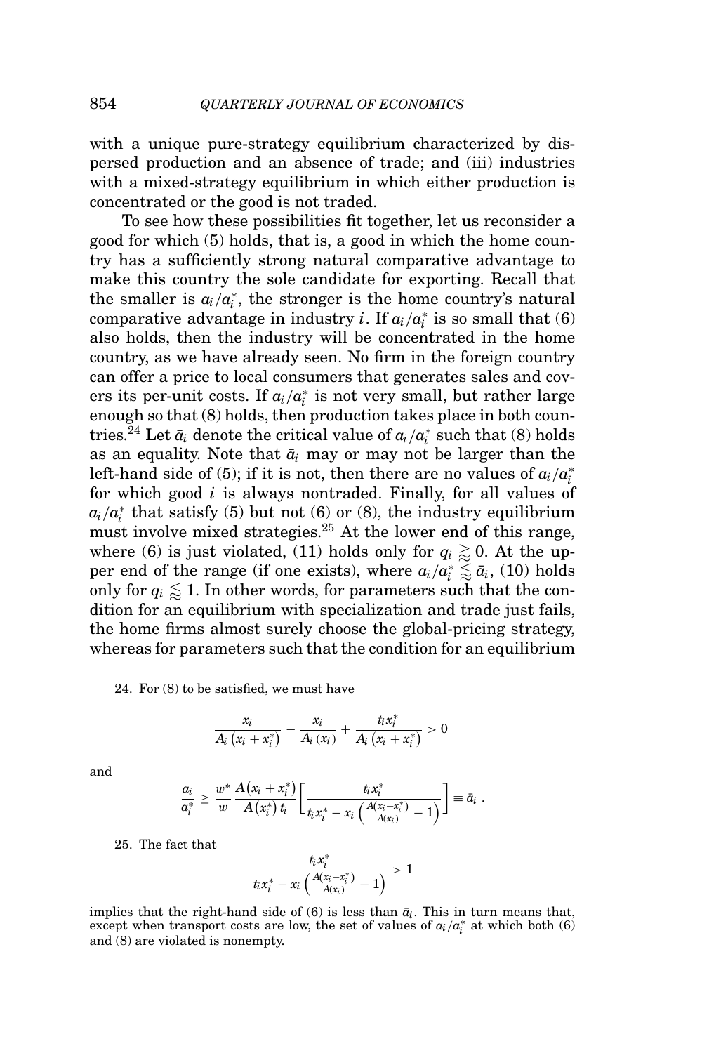with a unique pure-strategy equilibrium characterized by dispersed production and an absence of trade; and (iii) industries with a mixed-strategy equilibrium in which either production is concentrated or the good is not traded.

To see how these possibilities fit together, let us reconsider a good for which (5) holds, that is, a good in which the home country has a sufficiently strong natural comparative advantage to make this country the sole candidate for exporting. Recall that the smaller is $a_i/a_i^*$, the stronger is the home country's natural comparative advantage in industry $i$. If $a_i/a_i^*$ is so small that (6) also holds, then the industry will be concentrated in the home country, as we have already seen. No firm in the foreign country can offer a price to local consumers that generates sales and covers its per-unit costs. If $a_i/a_i^*$ is not very small, but rather large enough so that (8) holds, then production takes place in both countries.[24] Let $\bar{a}_i$ denote the critical value of $a_i/a_i^*$ such that (8) holds as an equality. Note that $\bar{a}_i$ may or may not be larger than the left-hand side of (5); if it is not, then there are no values of $a_i/a_i^*$ for which good $i$ is always nontraded. Finally, for all values of $a_i/a_i^*$ that satisfy (5) but not (6) or (8), the industry equilibrium must involve mixed strategies.[25] At the lower end of this range, where (6) is just violated, (11) holds only for $q_i \gtrapprox 0$. At the upper end of the range (if one exists), where $a_i/a_i^* \lessapprox \bar{a}_i$, (10) holds only for $q_i \lessapprox 1$. In other words, for parameters such that the condition for an equilibrium with specialization and trade just fails, the home firms almost surely choose the global-pricing strategy, whereas for parameters such that the condition for an equilibrium

24. For (8) to be satisfied, we must have

$$\frac{x_i}{A_i\left(x_i + x_i^*\right)} - \frac{x_i}{A_i\left(x_i\right)} + \frac{t_i x_i^*}{A_i\left(x_i + x_i^*\right)} > 0$$

and

$$\frac{a_i}{a_i^*} \geq \frac{w^*}{w}\frac{A\left(x_i + x_i^*\right)}{A\left(x_i^*\right)t_i}\left[\frac{t_i x_i^*}{t_i x_i^* - x_i\left(\frac{A(x_i + x_i^*)}{A(x_i)} - 1\right)}\right] \equiv \bar{a}_i .$$

25. The fact that

$$\frac{t_i x_i^*}{t_i x_i^* - x_i\left(\frac{A(x_i + x_i^*)}{A(x_i)} - 1\right)} > 1$$

implies that the right-hand side of (6) is less than $\bar{a}_i$. This in turn means that, except when transport costs are low, the set of values of $a_i/a_i^*$ at which both (6) and (8) are violated is nonempty.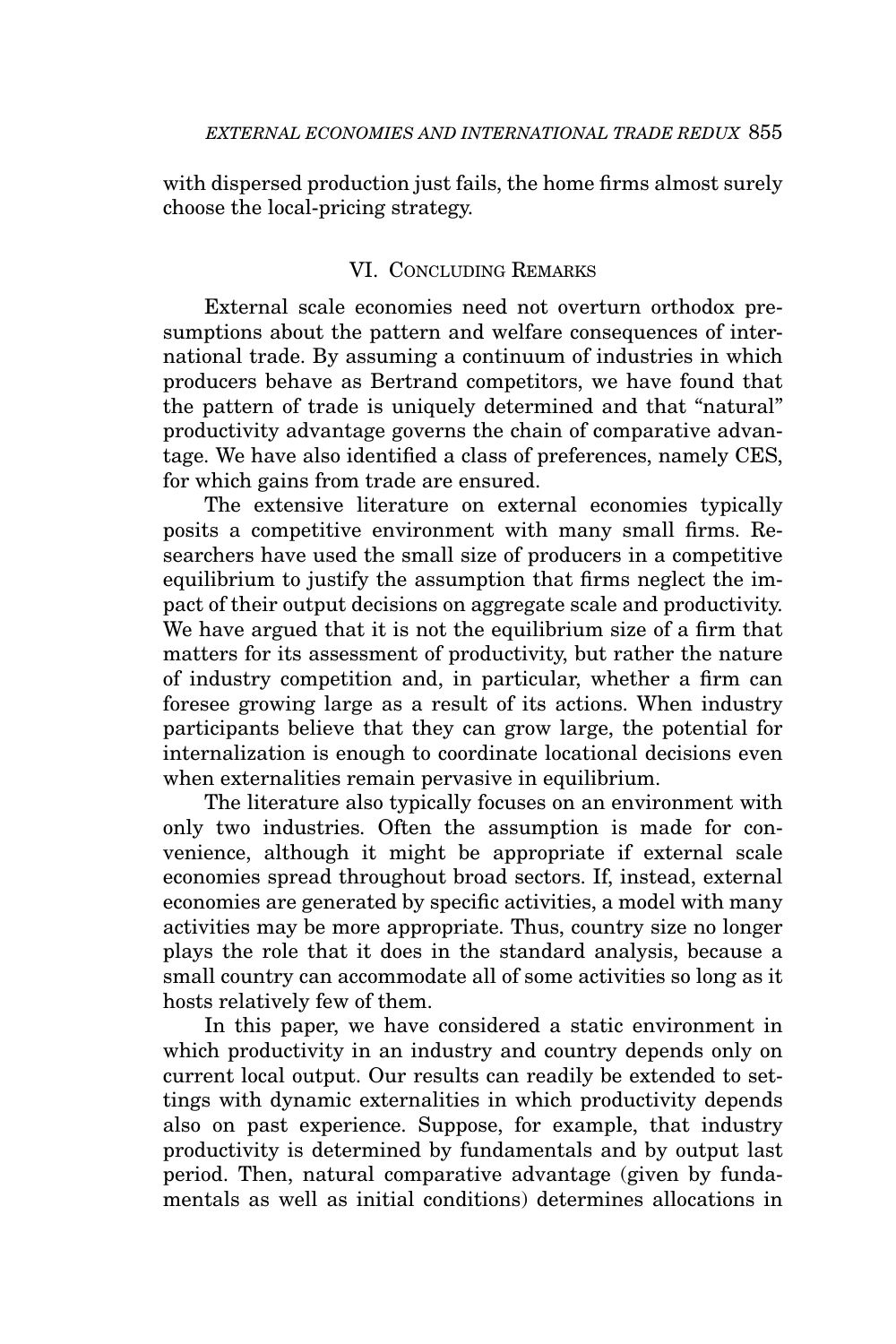with dispersed production just fails, the home firms almost surely choose the local-pricing strategy.

## VI. Concluding Remarks

External scale economies need not overturn orthodox presumptions about the pattern and welfare consequences of international trade. By assuming a continuum of industries in which producers behave as Bertrand competitors, we have found that the pattern of trade is uniquely determined and that "natural" productivity advantage governs the chain of comparative advantage. We have also identified a class of preferences, namely CES, for which gains from trade are ensured.

The extensive literature on external economies typically posits a competitive environment with many small firms. Researchers have used the small size of producers in a competitive equilibrium to justify the assumption that firms neglect the impact of their output decisions on aggregate scale and productivity. We have argued that it is not the equilibrium size of a firm that matters for its assessment of productivity, but rather the nature of industry competition and, in particular, whether a firm can foresee growing large as a result of its actions. When industry participants believe that they can grow large, the potential for internalization is enough to coordinate locational decisions even when externalities remain pervasive in equilibrium.

The literature also typically focuses on an environment with only two industries. Often the assumption is made for convenience, although it might be appropriate if external scale economies spread throughout broad sectors. If, instead, external economies are generated by specific activities, a model with many activities may be more appropriate. Thus, country size no longer plays the role that it does in the standard analysis, because a small country can accommodate all of some activities so long as it hosts relatively few of them.

In this paper, we have considered a static environment in which productivity in an industry and country depends only on current local output. Our results can readily be extended to settings with dynamic externalities in which productivity depends also on past experience. Suppose, for example, that industry productivity is determined by fundamentals and by output last period. Then, natural comparative advantage (given by fundamentals as well as initial conditions) determines allocations in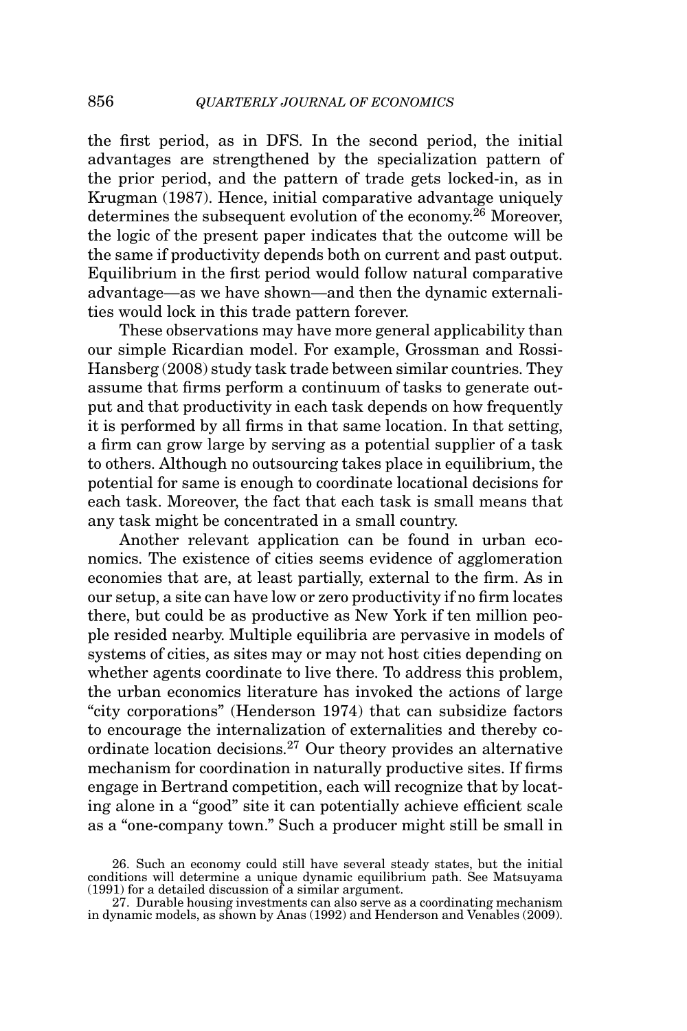the first period, as in DFS. In the second period, the initial advantages are strengthened by the specialization pattern of the prior period, and the pattern of trade gets locked-in, as in Krugman (1987). Hence, initial comparative advantage uniquely determines the subsequent evolution of the economy.[26] Moreover, the logic of the present paper indicates that the outcome will be the same if productivity depends both on current and past output. Equilibrium in the first period would follow natural comparative advantage—as we have shown—and then the dynamic externalities would lock in this trade pattern forever.

These observations may have more general applicability than our simple Ricardian model. For example, Grossman and Rossi-Hansberg (2008) study task trade between similar countries. They assume that firms perform a continuum of tasks to generate output and that productivity in each task depends on how frequently it is performed by all firms in that same location. In that setting, a firm can grow large by serving as a potential supplier of a task to others. Although no outsourcing takes place in equilibrium, the potential for same is enough to coordinate locational decisions for each task. Moreover, the fact that each task is small means that any task might be concentrated in a small country.

Another relevant application can be found in urban economics. The existence of cities seems evidence of agglomeration economies that are, at least partially, external to the firm. As in our setup, a site can have low or zero productivity if no firm locates there, but could be as productive as New York if ten million people resided nearby. Multiple equilibria are pervasive in models of systems of cities, as sites may or may not host cities depending on whether agents coordinate to live there. To address this problem, the urban economics literature has invoked the actions of large "city corporations" (Henderson 1974) that can subsidize factors to encourage the internalization of externalities and thereby coordinate location decisions.[27] Our theory provides an alternative mechanism for coordination in naturally productive sites. If firms engage in Bertrand competition, each will recognize that by locating alone in a "good" site it can potentially achieve efficient scale as a "one-company town." Such a producer might still be small in

26. Such an economy could still have several steady states, but the initial conditions will determine a unique dynamic equilibrium path. See Matsuyama (1991) for a detailed discussion of a similar argument.

27. Durable housing investments can also serve as a coordinating mechanism in dynamic models, as shown by Anas (1992) and Henderson and Venables (2009).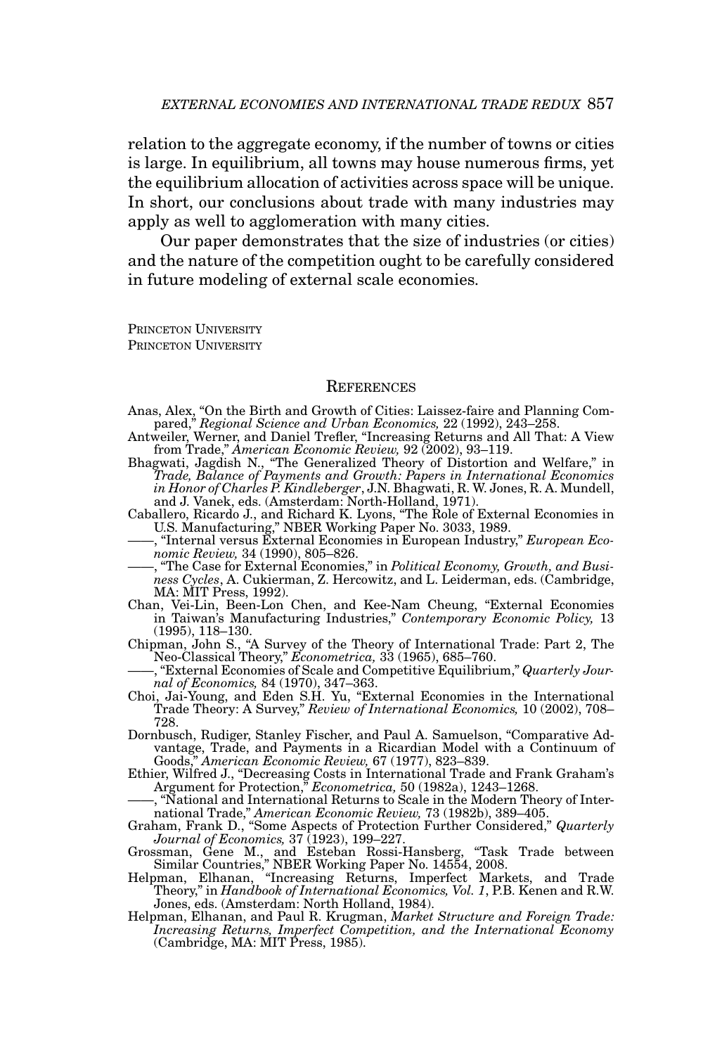relation to the aggregate economy, if the number of towns or cities is large. In equilibrium, all towns may house numerous firms, yet the equilibrium allocation of activities across space will be unique. In short, our conclusions about trade with many industries may apply as well to agglomeration with many cities.

Our paper demonstrates that the size of industries (or cities) and the nature of the competition ought to be carefully considered in future modeling of external scale economies.

PRINCETON UNIVERSITY
PRINCETON UNIVERSITY

## REFERENCES

Anas, Alex, "On the Birth and Growth of Cities: Laissez-faire and Planning Compared," *Regional Science and Urban Economics,* 22 (1992), 243–258.

Antweiler, Werner, and Daniel Trefler, "Increasing Returns and All That: A View from Trade," *American Economic Review,* 92 (2002), 93–119.

Bhagwati, Jagdish N., "The Generalized Theory of Distortion and Welfare," in *Trade, Balance of Payments and Growth: Papers in International Economics in Honor of Charles P. Kindleberger*, J.N. Bhagwati, R. W. Jones, R. A. Mundell, and J. Vanek, eds. (Amsterdam: North-Holland, 1971).

Caballero, Ricardo J., and Richard K. Lyons, "The Role of External Economies in U.S. Manufacturing," NBER Working Paper No. 3033, 1989.

——, "Internal versus External Economies in European Industry," *European Economic Review,* 34 (1990), 805–826.

——, "The Case for External Economies," in *Political Economy, Growth, and Business Cycles*, A. Cukierman, Z. Hercowitz, and L. Leiderman, eds. (Cambridge, MA: MIT Press, 1992).

Chan, Vei-Lin, Been-Lon Chen, and Kee-Nam Cheung, "External Economies in Taiwan's Manufacturing Industries," *Contemporary Economic Policy,* 13 (1995), 118–130.

Chipman, John S., "A Survey of the Theory of International Trade: Part 2, The Neo-Classical Theory," *Econometrica,* 33 (1965), 685–760.

——, "External Economies of Scale and Competitive Equilibrium," *Quarterly Journal of Economics,* 84 (1970), 347–363.

Choi, Jai-Young, and Eden S.H. Yu, "External Economies in the International Trade Theory: A Survey," *Review of International Economics,* 10 (2002), 708–728.

Dornbusch, Rudiger, Stanley Fischer, and Paul A. Samuelson, "Comparative Advantage, Trade, and Payments in a Ricardian Model with a Continuum of Goods," *American Economic Review,* 67 (1977), 823–839.

Ethier, Wilfred J., "Decreasing Costs in International Trade and Frank Graham's Argument for Protection," *Econometrica,* 50 (1982a), 1243–1268.

——, "National and International Returns to Scale in the Modern Theory of International Trade," *American Economic Review,* 73 (1982b), 389–405.

Graham, Frank D., "Some Aspects of Protection Further Considered," *Quarterly Journal of Economics,* 37 (1923), 199–227.

Grossman, Gene M., and Esteban Rossi-Hansberg, "Task Trade between Similar Countries," NBER Working Paper No. 14554, 2008.

Helpman, Elhanan, "Increasing Returns, Imperfect Markets, and Trade Theory," in *Handbook of International Economics, Vol. 1*, P.B. Kenen and R.W. Jones, eds. (Amsterdam: North Holland, 1984).

Helpman, Elhanan, and Paul R. Krugman, *Market Structure and Foreign Trade: Increasing Returns, Imperfect Competition, and the International Economy* (Cambridge, MA: MIT Press, 1985).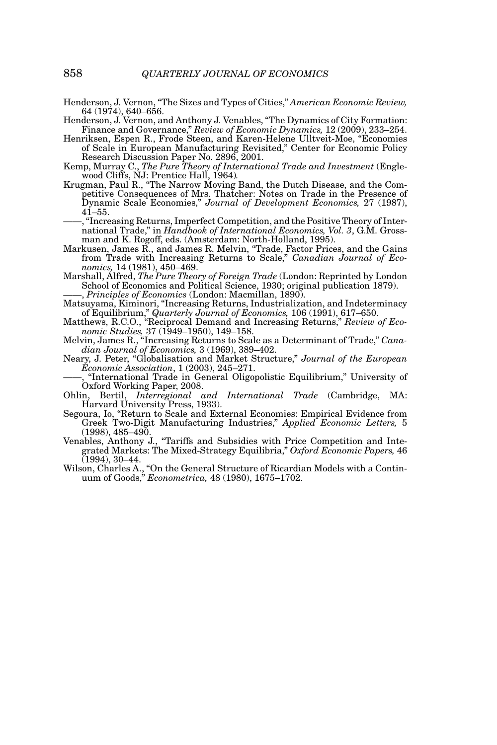Henderson, J. Vernon, "The Sizes and Types of Cities," *American Economic Review,* 64 (1974), 640–656.

Henderson, J. Vernon, and Anthony J. Venables, "The Dynamics of City Formation: Finance and Governance," *Review of Economic Dynamics,* 12 (2009), 233–254.

Henriksen, Espen R., Frode Steen, and Karen-Helene Ulltveit-Moe, "Economies of Scale in European Manufacturing Revisited," Center for Economic Policy Research Discussion Paper No. 2896, 2001.

Kemp, Murray C., *The Pure Theory of International Trade and Investment* (Englewood Cliffs, NJ: Prentice Hall, 1964).

Krugman, Paul R., "The Narrow Moving Band, the Dutch Disease, and the Competitive Consequences of Mrs. Thatcher: Notes on Trade in the Presence of Dynamic Scale Economies," *Journal of Development Economics,* 27 (1987), 41–55.

——, "Increasing Returns, Imperfect Competition, and the Positive Theory of International Trade," in *Handbook of International Economics, Vol. 3*, G.M. Grossman and K. Rogoff, eds. (Amsterdam: North-Holland, 1995).

Markusen, James R., and James R. Melvin, "Trade, Factor Prices, and the Gains from Trade with Increasing Returns to Scale," *Canadian Journal of Economics,* 14 (1981), 450–469.

Marshall, Alfred, *The Pure Theory of Foreign Trade* (London: Reprinted by London School of Economics and Political Science, 1930; original publication 1879).

——, *Principles of Economics* (London: Macmillan, 1890).

Matsuyama, Kiminori, "Increasing Returns, Industrialization, and Indeterminacy of Equilibrium," *Quarterly Journal of Economics,* 106 (1991), 617–650.

Matthews, R.C.O., "Reciprocal Demand and Increasing Returns," *Review of Economic Studies,* 37 (1949–1950), 149–158.

Melvin, James R., "Increasing Returns to Scale as a Determinant of Trade," *Canadian Journal of Economics,* 3 (1969), 389–402.

Neary, J. Peter, "Globalisation and Market Structure," *Journal of the European Economic Association*, 1 (2003), 245–271.

——, "International Trade in General Oligopolistic Equilibrium," University of Oxford Working Paper, 2008.

Ohlin, Bertil, *Interregional and International Trade* (Cambridge, MA: Harvard University Press, 1933).

Segoura, Io, "Return to Scale and External Economies: Empirical Evidence from Greek Two-Digit Manufacturing Industries," *Applied Economic Letters,* 5 (1998), 485–490.

Venables, Anthony J., "Tariffs and Subsidies with Price Competition and Integrated Markets: The Mixed-Strategy Equilibria," *Oxford Economic Papers,* 46 (1994), 30–44.

Wilson, Charles A., "On the General Structure of Ricardian Models with a Continuum of Goods," *Econometrica,* 48 (1980), 1675–1702.